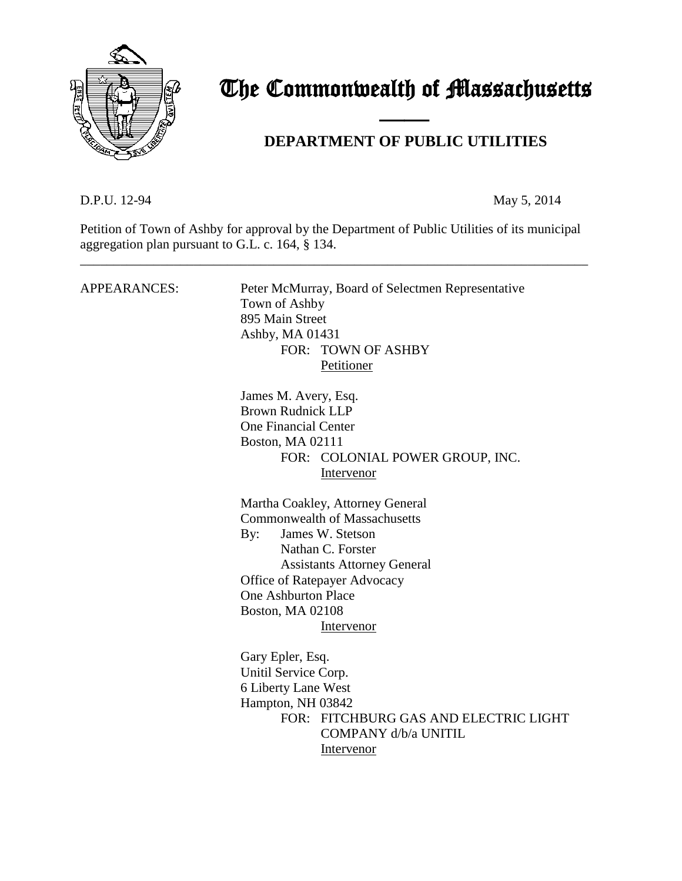# The Commonwealth of Massachusetts

## DEPARTMENT OF PUBLIC UTILITIES

D.P.U. 12-94 May 5, 2014

Petition of Town of Ashby for approval by the Department of Public Utilities of its municipal aggregation plan pursuant to G.L. c. 164, § 134.

---

APPEARANCES:

Peter McMurray, Board of Selectmen Representative
Town of Ashby
895 Main Street
Ashby, MA 01431
FOR: TOWN OF ASHBY
Petitioner

James M. Avery, Esq.
Brown Rudnick LLP
One Financial Center
Boston, MA 02111
FOR: COLONIAL POWER GROUP, INC.
Intervenor

Martha Coakley, Attorney General
Commonwealth of Massachusetts
By: James W. Stetson
Nathan C. Forster
Assistants Attorney General
Office of Ratepayer Advocacy
One Ashburton Place
Boston, MA 02108
Intervenor

Gary Epler, Esq.
Unitil Service Corp.
6 Liberty Lane West
Hampton, NH 03842
FOR: FITCHBURG GAS AND ELECTRIC LIGHT COMPANY d/b/a UNITIL
Intervenor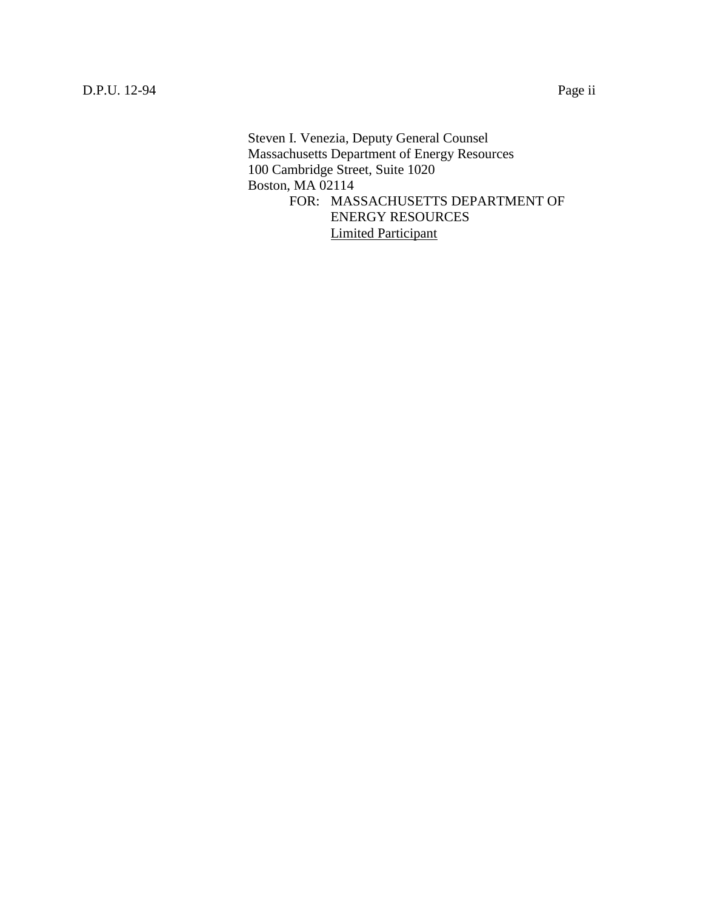Steven I. Venezia, Deputy General Counsel
Massachusetts Department of Energy Resources
100 Cambridge Street, Suite 1020
Boston, MA 02114

FOR: MASSACHUSETTS DEPARTMENT OF ENERGY RESOURCES
Limited Participant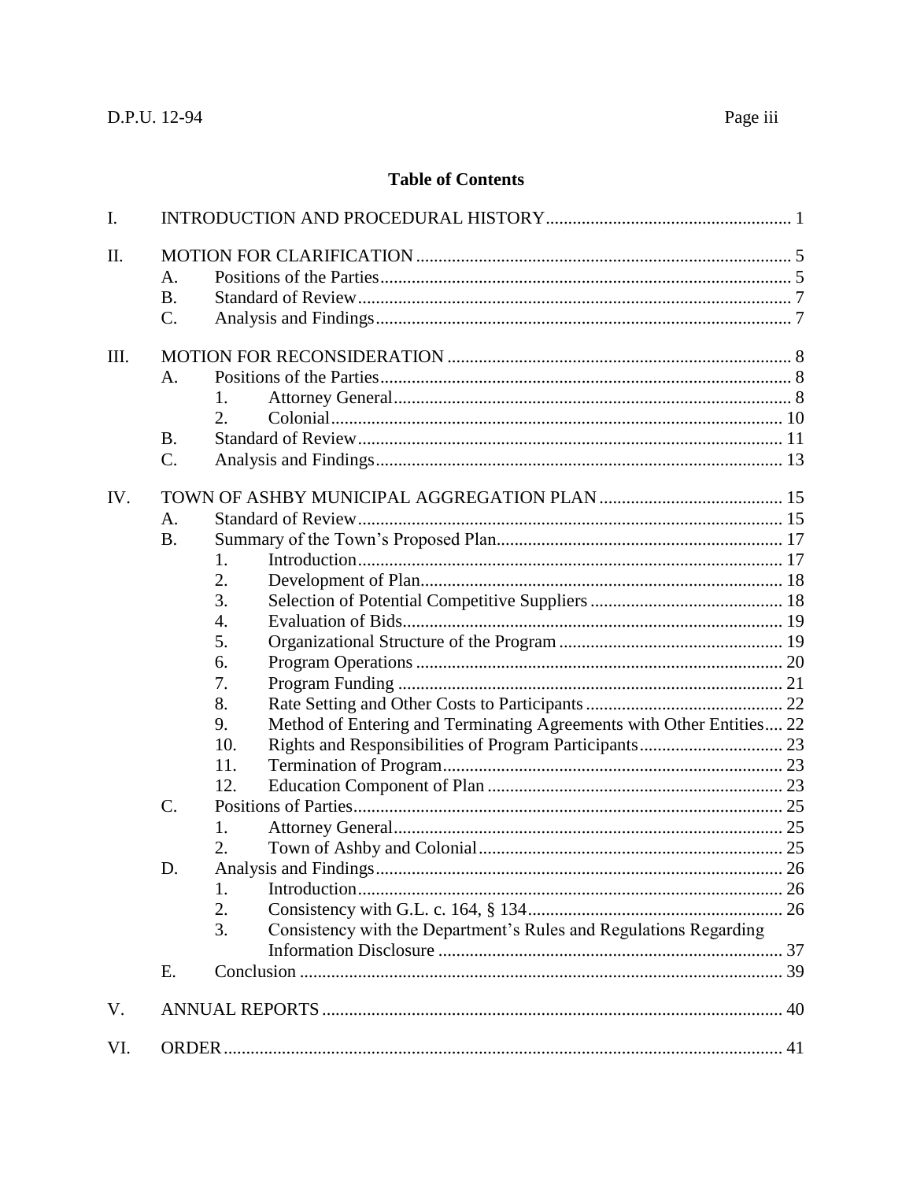## Table of Contents

I. INTRODUCTION AND PROCEDURAL HISTORY ....... 1

II. MOTION FOR CLARIFICATION ....... 5
- A. Positions of the Parties ....... 5
- B. Standard of Review ....... 7
- C. Analysis and Findings ....... 7

III. MOTION FOR RECONSIDERATION ....... 8
- A. Positions of the Parties ....... 8
  - 1. Attorney General ....... 8
  - 2. Colonial ....... 10
- B. Standard of Review ....... 11
- C. Analysis and Findings ....... 13

IV. TOWN OF ASHBY MUNICIPAL AGGREGATION PLAN ....... 15
- A. Standard of Review ....... 15
- B. Summary of the Town's Proposed Plan ....... 17
  - 1. Introduction ....... 17
  - 2. Development of Plan ....... 18
  - 3. Selection of Potential Competitive Suppliers ....... 18
  - 4. Evaluation of Bids ....... 19
  - 5. Organizational Structure of the Program ....... 19
  - 6. Program Operations ....... 20
  - 7. Program Funding ....... 21
  - 8. Rate Setting and Other Costs to Participants ....... 22
  - 9. Method of Entering and Terminating Agreements with Other Entities ....... 22
  - 10. Rights and Responsibilities of Program Participants ....... 23
  - 11. Termination of Program ....... 23
  - 12. Education Component of Plan ....... 23
- C. Positions of Parties ....... 25
  - 1. Attorney General ....... 25
  - 2. Town of Ashby and Colonial ....... 25
- D. Analysis and Findings ....... 26
  - 1. Introduction ....... 26
  - 2. Consistency with G.L. c. 164, § 134 ....... 26
  - 3. Consistency with the Department's Rules and Regulations Regarding Information Disclosure ....... 37
- E. Conclusion ....... 39

V. ANNUAL REPORTS ....... 40

VI. ORDER ....... 41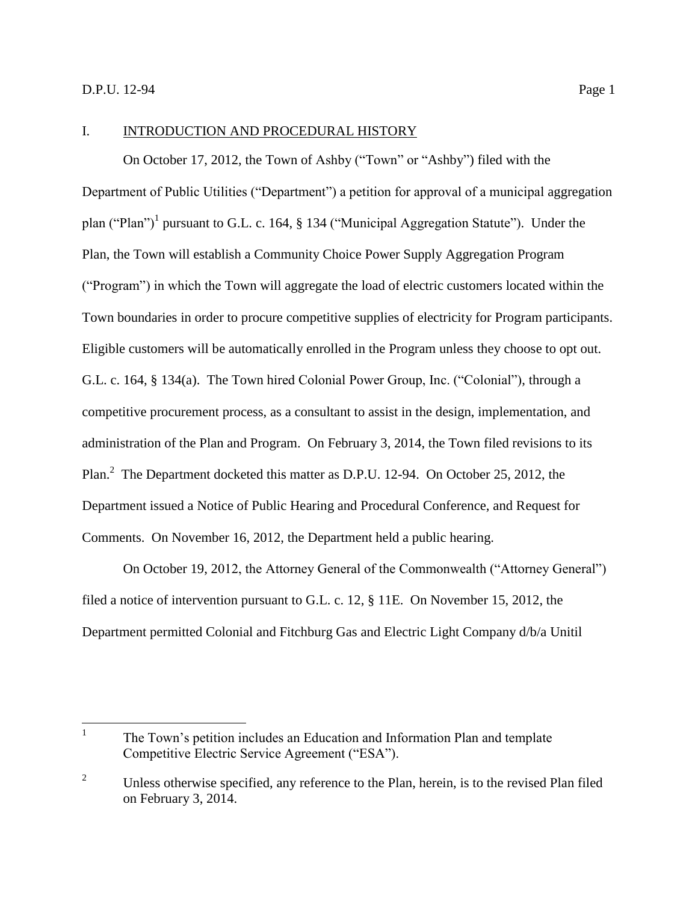## I. INTRODUCTION AND PROCEDURAL HISTORY

On October 17, 2012, the Town of Ashby ("Town" or "Ashby") filed with the Department of Public Utilities ("Department") a petition for approval of a municipal aggregation plan ("Plan")[1] pursuant to G.L. c. 164, § 134 ("Municipal Aggregation Statute"). Under the Plan, the Town will establish a Community Choice Power Supply Aggregation Program ("Program") in which the Town will aggregate the load of electric customers located within the Town boundaries in order to procure competitive supplies of electricity for Program participants. Eligible customers will be automatically enrolled in the Program unless they choose to opt out. G.L. c. 164, § 134(a). The Town hired Colonial Power Group, Inc. ("Colonial"), through a competitive procurement process, as a consultant to assist in the design, implementation, and administration of the Plan and Program. On February 3, 2014, the Town filed revisions to its Plan.[2] The Department docketed this matter as D.P.U. 12-94. On October 25, 2012, the Department issued a Notice of Public Hearing and Procedural Conference, and Request for Comments. On November 16, 2012, the Department held a public hearing.

On October 19, 2012, the Attorney General of the Commonwealth ("Attorney General") filed a notice of intervention pursuant to G.L. c. 12, § 11E. On November 15, 2012, the Department permitted Colonial and Fitchburg Gas and Electric Light Company d/b/a Unitil

---

[1] The Town's petition includes an Education and Information Plan and template Competitive Electric Service Agreement ("ESA").

[2] Unless otherwise specified, any reference to the Plan, herein, is to the revised Plan filed on February 3, 2014.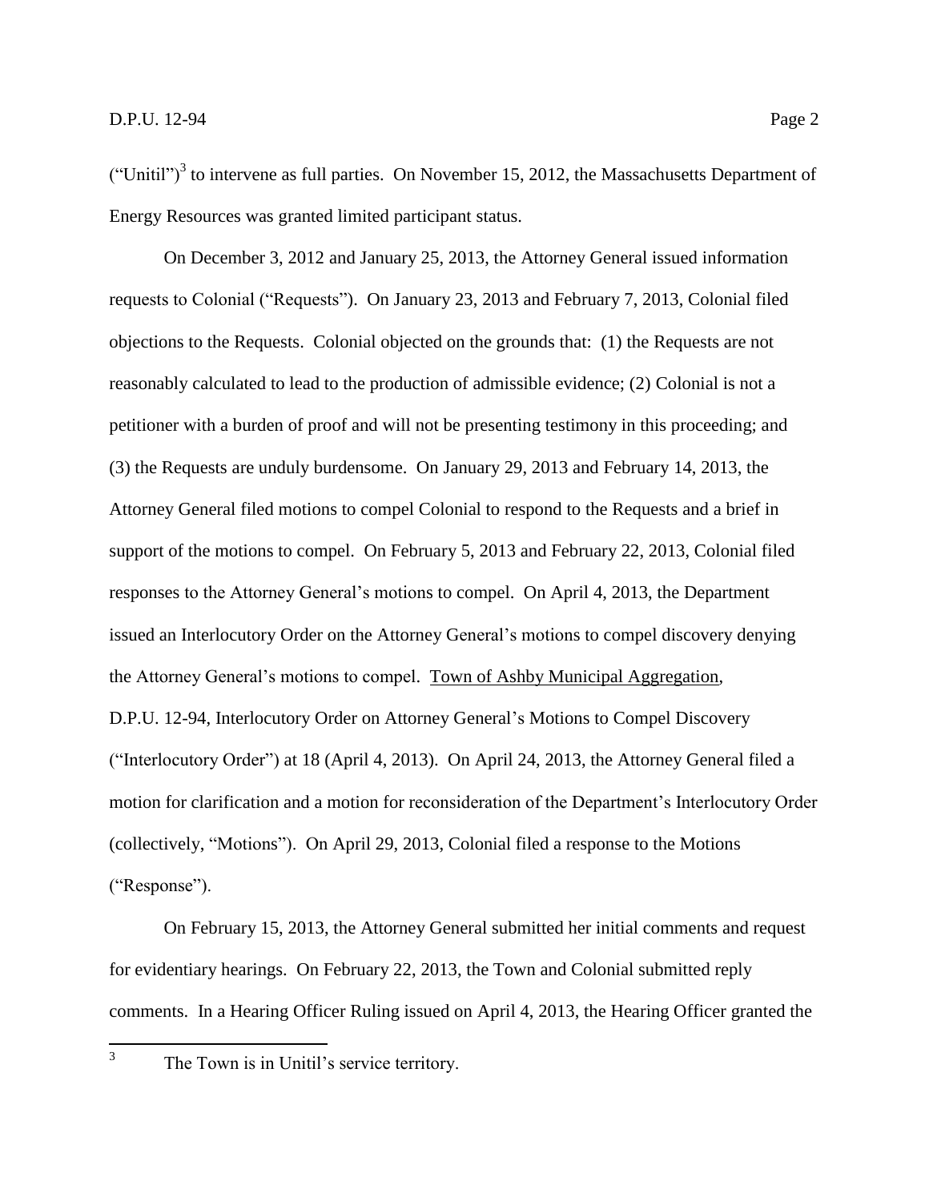("Unitil")[3] to intervene as full parties. On November 15, 2012, the Massachusetts Department of Energy Resources was granted limited participant status.

On December 3, 2012 and January 25, 2013, the Attorney General issued information requests to Colonial ("Requests"). On January 23, 2013 and February 7, 2013, Colonial filed objections to the Requests. Colonial objected on the grounds that: (1) the Requests are not reasonably calculated to lead to the production of admissible evidence; (2) Colonial is not a petitioner with a burden of proof and will not be presenting testimony in this proceeding; and (3) the Requests are unduly burdensome. On January 29, 2013 and February 14, 2013, the Attorney General filed motions to compel Colonial to respond to the Requests and a brief in support of the motions to compel. On February 5, 2013 and February 22, 2013, Colonial filed responses to the Attorney General's motions to compel. On April 4, 2013, the Department issued an Interlocutory Order on the Attorney General's motions to compel discovery denying the Attorney General's motions to compel. Town of Ashby Municipal Aggregation, D.P.U. 12-94, Interlocutory Order on Attorney General's Motions to Compel Discovery ("Interlocutory Order") at 18 (April 4, 2013). On April 24, 2013, the Attorney General filed a motion for clarification and a motion for reconsideration of the Department's Interlocutory Order (collectively, "Motions"). On April 29, 2013, Colonial filed a response to the Motions ("Response").

On February 15, 2013, the Attorney General submitted her initial comments and request for evidentiary hearings. On February 22, 2013, the Town and Colonial submitted reply comments. In a Hearing Officer Ruling issued on April 4, 2013, the Hearing Officer granted the

[3] The Town is in Unitil's service territory.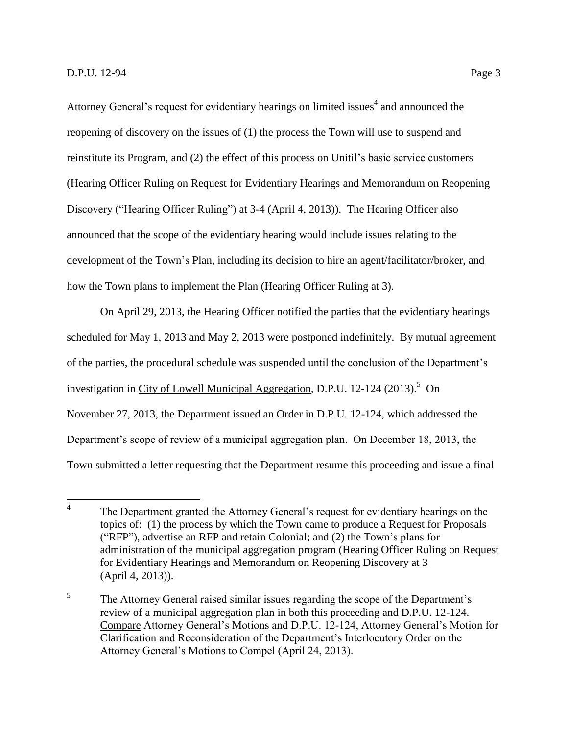Attorney General's request for evidentiary hearings on limited issues[4] and announced the reopening of discovery on the issues of (1) the process the Town will use to suspend and reinstitute its Program, and (2) the effect of this process on Unitil's basic service customers (Hearing Officer Ruling on Request for Evidentiary Hearings and Memorandum on Reopening Discovery ("Hearing Officer Ruling") at 3-4 (April 4, 2013)). The Hearing Officer also announced that the scope of the evidentiary hearing would include issues relating to the development of the Town's Plan, including its decision to hire an agent/facilitator/broker, and how the Town plans to implement the Plan (Hearing Officer Ruling at 3).

On April 29, 2013, the Hearing Officer notified the parties that the evidentiary hearings scheduled for May 1, 2013 and May 2, 2013 were postponed indefinitely. By mutual agreement of the parties, the procedural schedule was suspended until the conclusion of the Department's investigation in City of Lowell Municipal Aggregation, D.P.U. 12-124 (2013).[5] On November 27, 2013, the Department issued an Order in D.P.U. 12-124, which addressed the Department's scope of review of a municipal aggregation plan. On December 18, 2013, the Town submitted a letter requesting that the Department resume this proceeding and issue a final

---

[4] The Department granted the Attorney General's request for evidentiary hearings on the topics of: (1) the process by which the Town came to produce a Request for Proposals ("RFP"), advertise an RFP and retain Colonial; and (2) the Town's plans for administration of the municipal aggregation program (Hearing Officer Ruling on Request for Evidentiary Hearings and Memorandum on Reopening Discovery at 3 (April 4, 2013)).

[5] The Attorney General raised similar issues regarding the scope of the Department's review of a municipal aggregation plan in both this proceeding and D.P.U. 12-124. Compare Attorney General's Motions and D.P.U. 12-124, Attorney General's Motion for Clarification and Reconsideration of the Department's Interlocutory Order on the Attorney General's Motions to Compel (April 24, 2013).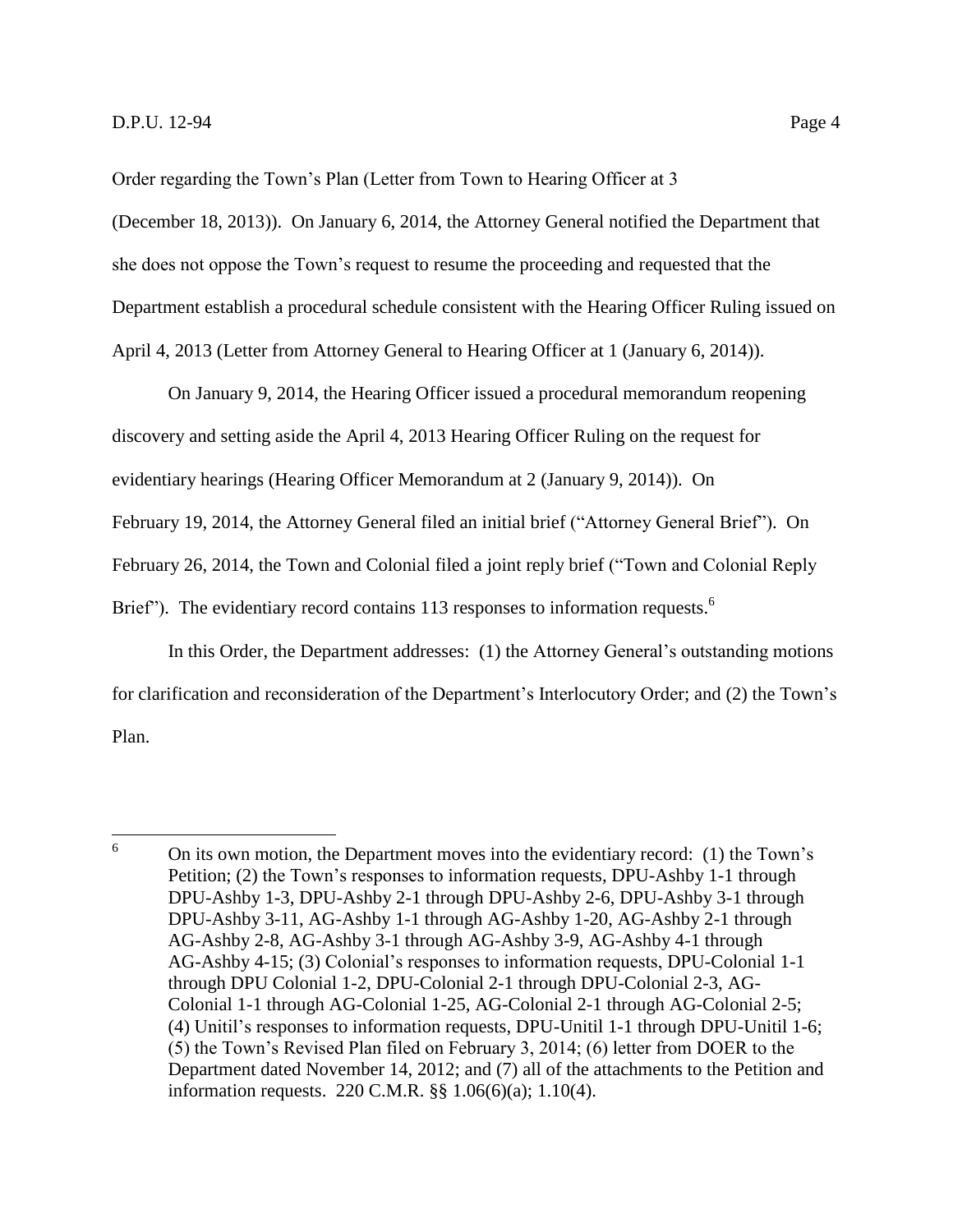Order regarding the Town's Plan (Letter from Town to Hearing Officer at 3 (December 18, 2013)). On January 6, 2014, the Attorney General notified the Department that she does not oppose the Town's request to resume the proceeding and requested that the Department establish a procedural schedule consistent with the Hearing Officer Ruling issued on April 4, 2013 (Letter from Attorney General to Hearing Officer at 1 (January 6, 2014)).

On January 9, 2014, the Hearing Officer issued a procedural memorandum reopening discovery and setting aside the April 4, 2013 Hearing Officer Ruling on the request for evidentiary hearings (Hearing Officer Memorandum at 2 (January 9, 2014)). On February 19, 2014, the Attorney General filed an initial brief ("Attorney General Brief"). On February 26, 2014, the Town and Colonial filed a joint reply brief ("Town and Colonial Reply Brief"). The evidentiary record contains 113 responses to information requests.[6]

In this Order, the Department addresses: (1) the Attorney General's outstanding motions for clarification and reconsideration of the Department's Interlocutory Order; and (2) the Town's Plan.

---

[6] On its own motion, the Department moves into the evidentiary record: (1) the Town's Petition; (2) the Town's responses to information requests, DPU-Ashby 1-1 through DPU-Ashby 1-3, DPU-Ashby 2-1 through DPU-Ashby 2-6, DPU-Ashby 3-1 through DPU-Ashby 3-11, AG-Ashby 1-1 through AG-Ashby 1-20, AG-Ashby 2-1 through AG-Ashby 2-8, AG-Ashby 3-1 through AG-Ashby 3-9, AG-Ashby 4-1 through AG-Ashby 4-15; (3) Colonial's responses to information requests, DPU-Colonial 1-1 through DPU Colonial 1-2, DPU-Colonial 2-1 through DPU-Colonial 2-3, AG-Colonial 1-1 through AG-Colonial 1-25, AG-Colonial 2-1 through AG-Colonial 2-5; (4) Unitil's responses to information requests, DPU-Unitil 1-1 through DPU-Unitil 1-6; (5) the Town's Revised Plan filed on February 3, 2014; (6) letter from DOER to the Department dated November 14, 2012; and (7) all of the attachments to the Petition and information requests. 220 C.M.R. §§ 1.06(6)(a); 1.10(4).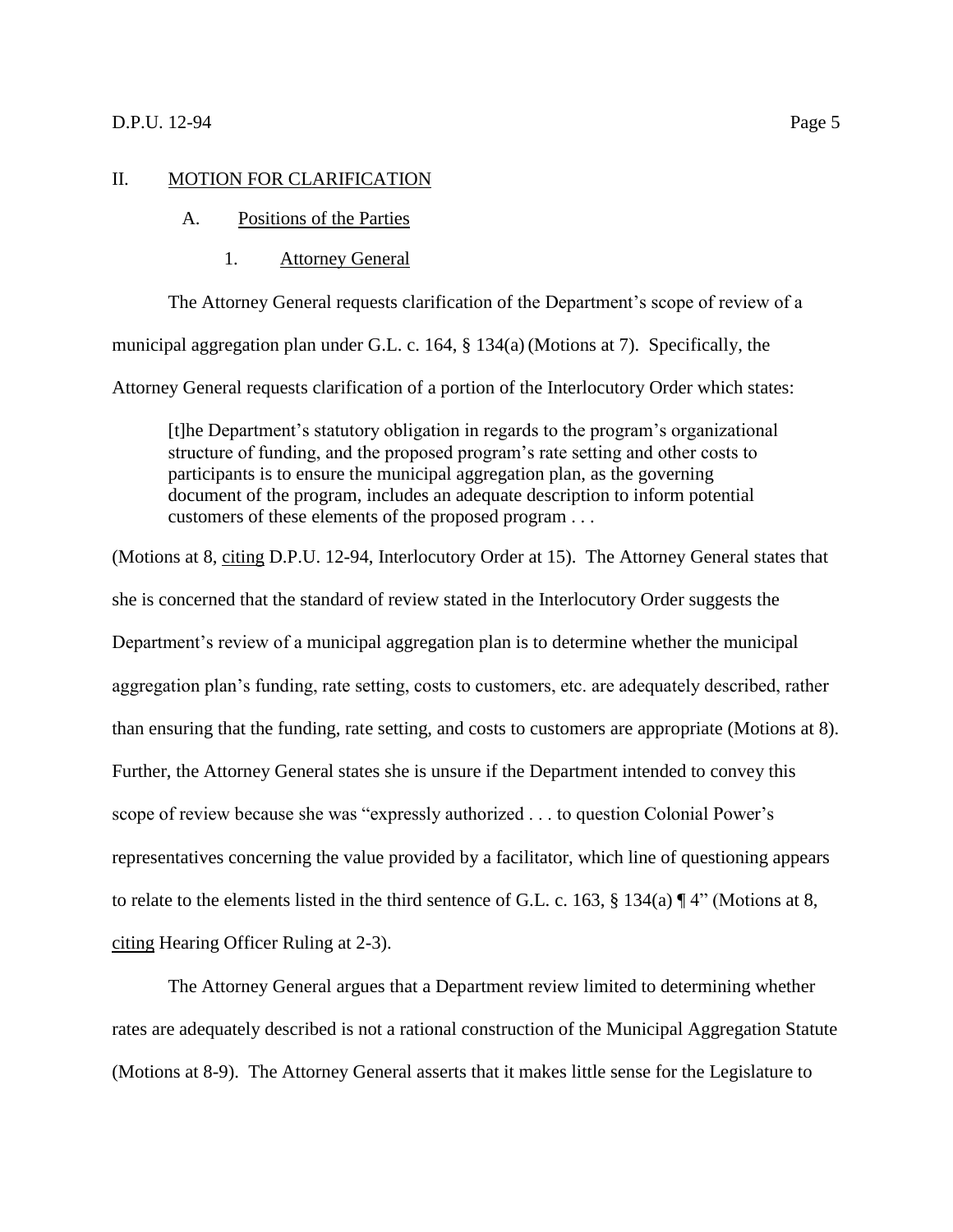## II. MOTION FOR CLARIFICATION

### A. Positions of the Parties

#### 1. Attorney General

The Attorney General requests clarification of the Department's scope of review of a municipal aggregation plan under G.L. c. 164, § 134(a) (Motions at 7). Specifically, the Attorney General requests clarification of a portion of the Interlocutory Order which states:

> [t]he Department's statutory obligation in regards to the program's organizational structure of funding, and the proposed program's rate setting and other costs to participants is to ensure the municipal aggregation plan, as the governing document of the program, includes an adequate description to inform potential customers of these elements of the proposed program . . .

(Motions at 8, citing D.P.U. 12-94, Interlocutory Order at 15). The Attorney General states that she is concerned that the standard of review stated in the Interlocutory Order suggests the Department's review of a municipal aggregation plan is to determine whether the municipal aggregation plan's funding, rate setting, costs to customers, etc. are adequately described, rather than ensuring that the funding, rate setting, and costs to customers are appropriate (Motions at 8). Further, the Attorney General states she is unsure if the Department intended to convey this scope of review because she was "expressly authorized . . . to question Colonial Power's representatives concerning the value provided by a facilitator, which line of questioning appears to relate to the elements listed in the third sentence of G.L. c. 163, § 134(a) ¶ 4" (Motions at 8, citing Hearing Officer Ruling at 2-3).

The Attorney General argues that a Department review limited to determining whether rates are adequately described is not a rational construction of the Municipal Aggregation Statute (Motions at 8-9). The Attorney General asserts that it makes little sense for the Legislature to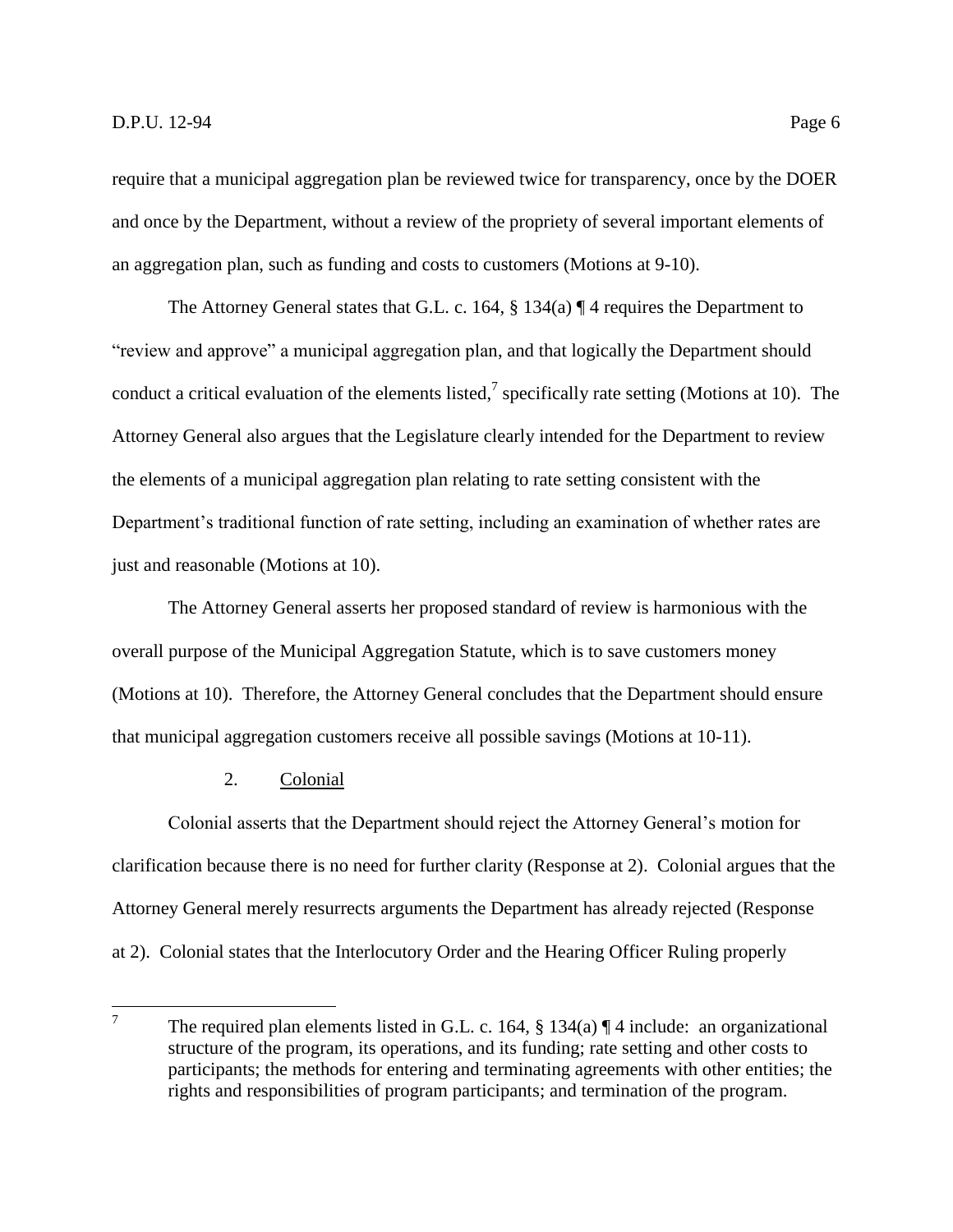require that a municipal aggregation plan be reviewed twice for transparency, once by the DOER and once by the Department, without a review of the propriety of several important elements of an aggregation plan, such as funding and costs to customers (Motions at 9-10).

The Attorney General states that G.L. c. 164, § 134(a) ¶ 4 requires the Department to "review and approve" a municipal aggregation plan, and that logically the Department should conduct a critical evaluation of the elements listed,[7] specifically rate setting (Motions at 10). The Attorney General also argues that the Legislature clearly intended for the Department to review the elements of a municipal aggregation plan relating to rate setting consistent with the Department's traditional function of rate setting, including an examination of whether rates are just and reasonable (Motions at 10).

The Attorney General asserts her proposed standard of review is harmonious with the overall purpose of the Municipal Aggregation Statute, which is to save customers money (Motions at 10). Therefore, the Attorney General concludes that the Department should ensure that municipal aggregation customers receive all possible savings (Motions at 10-11).

### 2. Colonial

Colonial asserts that the Department should reject the Attorney General's motion for clarification because there is no need for further clarity (Response at 2). Colonial argues that the Attorney General merely resurrects arguments the Department has already rejected (Response at 2). Colonial states that the Interlocutory Order and the Hearing Officer Ruling properly

---

[7] The required plan elements listed in G.L. c. 164, § 134(a) ¶ 4 include: an organizational structure of the program, its operations, and its funding; rate setting and other costs to participants; the methods for entering and terminating agreements with other entities; the rights and responsibilities of program participants; and termination of the program.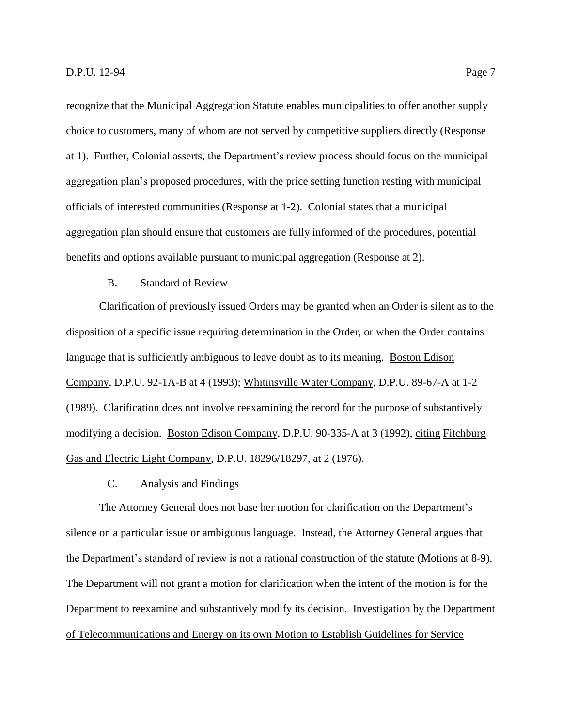recognize that the Municipal Aggregation Statute enables municipalities to offer another supply choice to customers, many of whom are not served by competitive suppliers directly (Response at 1). Further, Colonial asserts, the Department's review process should focus on the municipal aggregation plan's proposed procedures, with the price setting function resting with municipal officials of interested communities (Response at 1-2). Colonial states that a municipal aggregation plan should ensure that customers are fully informed of the procedures, potential benefits and options available pursuant to municipal aggregation (Response at 2).

### B. Standard of Review

Clarification of previously issued Orders may be granted when an Order is silent as to the disposition of a specific issue requiring determination in the Order, or when the Order contains language that is sufficiently ambiguous to leave doubt as to its meaning. Boston Edison Company, D.P.U. 92-1A-B at 4 (1993); Whitinsville Water Company, D.P.U. 89-67-A at 1-2 (1989). Clarification does not involve reexamining the record for the purpose of substantively modifying a decision. Boston Edison Company, D.P.U. 90-335-A at 3 (1992), citing Fitchburg Gas and Electric Light Company, D.P.U. 18296/18297, at 2 (1976).

### C. Analysis and Findings

The Attorney General does not base her motion for clarification on the Department's silence on a particular issue or ambiguous language. Instead, the Attorney General argues that the Department's standard of review is not a rational construction of the statute (Motions at 8-9). The Department will not grant a motion for clarification when the intent of the motion is for the Department to reexamine and substantively modify its decision. Investigation by the Department of Telecommunications and Energy on its own Motion to Establish Guidelines for Service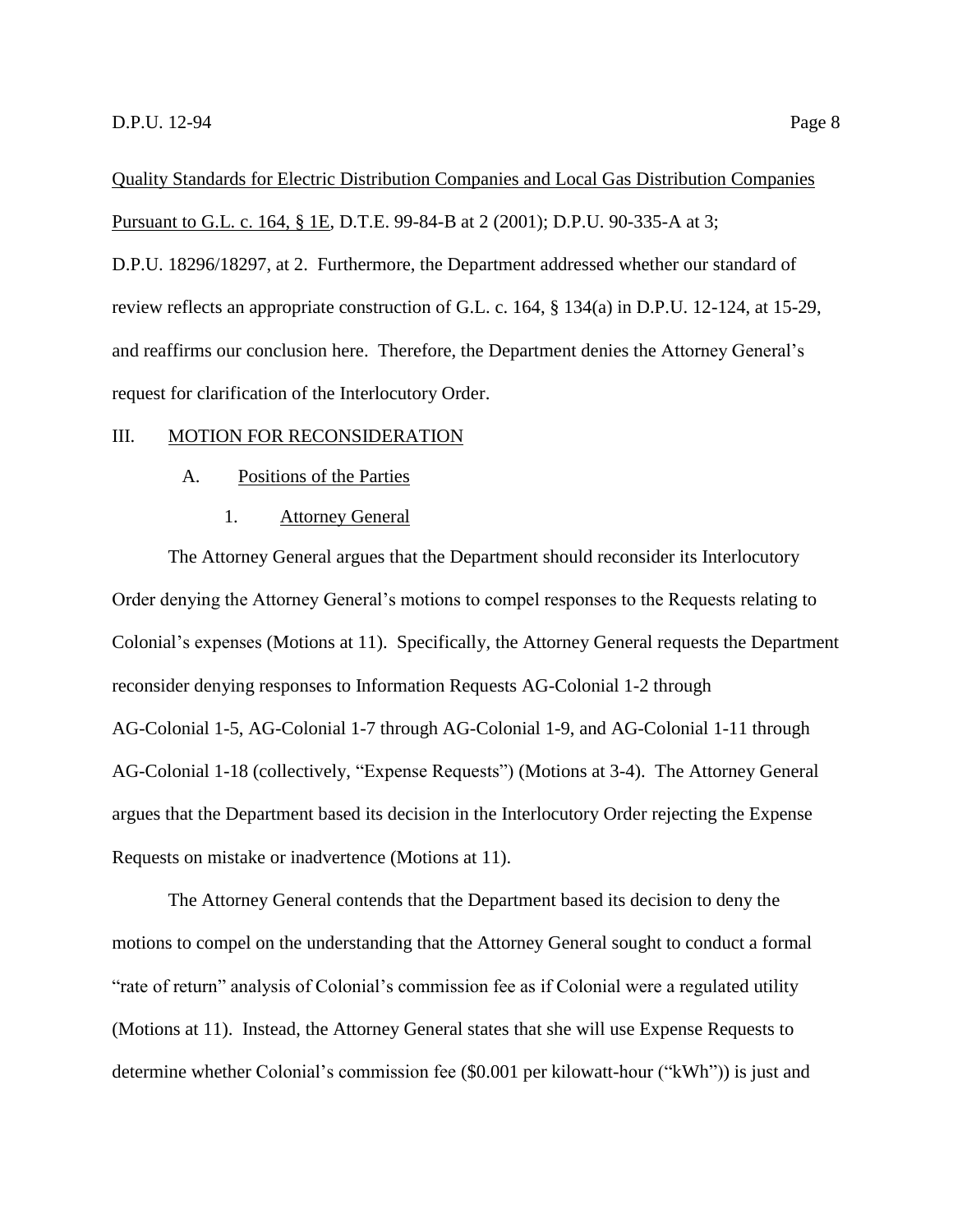Quality Standards for Electric Distribution Companies and Local Gas Distribution Companies Pursuant to G.L. c. 164, § 1E, D.T.E. 99-84-B at 2 (2001); D.P.U. 90-335-A at 3; D.P.U. 18296/18297, at 2. Furthermore, the Department addressed whether our standard of review reflects an appropriate construction of G.L. c. 164, § 134(a) in D.P.U. 12-124, at 15-29, and reaffirms our conclusion here. Therefore, the Department denies the Attorney General's request for clarification of the Interlocutory Order.

## III. MOTION FOR RECONSIDERATION

### A. Positions of the Parties

#### 1. Attorney General

The Attorney General argues that the Department should reconsider its Interlocutory Order denying the Attorney General's motions to compel responses to the Requests relating to Colonial's expenses (Motions at 11). Specifically, the Attorney General requests the Department reconsider denying responses to Information Requests AG-Colonial 1-2 through AG-Colonial 1-5, AG-Colonial 1-7 through AG-Colonial 1-9, and AG-Colonial 1-11 through AG-Colonial 1-18 (collectively, "Expense Requests") (Motions at 3-4). The Attorney General argues that the Department based its decision in the Interlocutory Order rejecting the Expense Requests on mistake or inadvertence (Motions at 11).

The Attorney General contends that the Department based its decision to deny the motions to compel on the understanding that the Attorney General sought to conduct a formal "rate of return" analysis of Colonial's commission fee as if Colonial were a regulated utility (Motions at 11). Instead, the Attorney General states that she will use Expense Requests to determine whether Colonial's commission fee ($0.001 per kilowatt-hour ("kWh")) is just and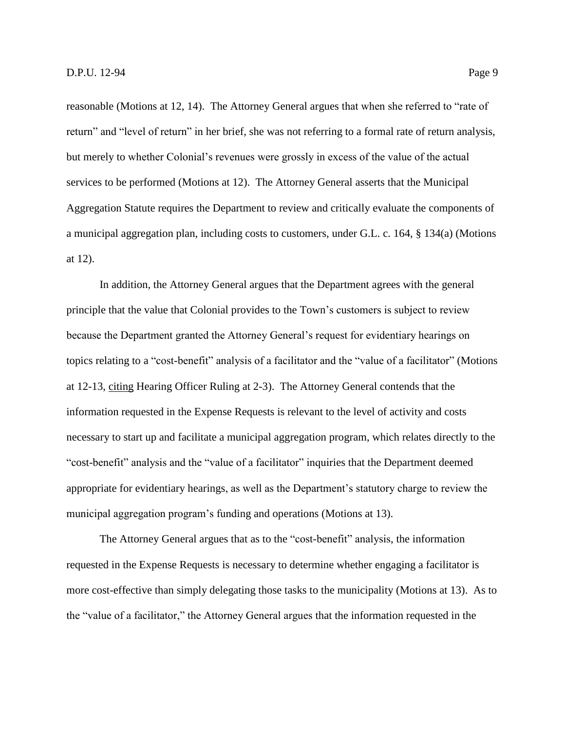reasonable (Motions at 12, 14). The Attorney General argues that when she referred to "rate of return" and "level of return" in her brief, she was not referring to a formal rate of return analysis, but merely to whether Colonial's revenues were grossly in excess of the value of the actual services to be performed (Motions at 12). The Attorney General asserts that the Municipal Aggregation Statute requires the Department to review and critically evaluate the components of a municipal aggregation plan, including costs to customers, under G.L. c. 164, § 134(a) (Motions at 12).

In addition, the Attorney General argues that the Department agrees with the general principle that the value that Colonial provides to the Town's customers is subject to review because the Department granted the Attorney General's request for evidentiary hearings on topics relating to a "cost-benefit" analysis of a facilitator and the "value of a facilitator" (Motions at 12-13, citing Hearing Officer Ruling at 2-3). The Attorney General contends that the information requested in the Expense Requests is relevant to the level of activity and costs necessary to start up and facilitate a municipal aggregation program, which relates directly to the "cost-benefit" analysis and the "value of a facilitator" inquiries that the Department deemed appropriate for evidentiary hearings, as well as the Department's statutory charge to review the municipal aggregation program's funding and operations (Motions at 13).

The Attorney General argues that as to the "cost-benefit" analysis, the information requested in the Expense Requests is necessary to determine whether engaging a facilitator is more cost-effective than simply delegating those tasks to the municipality (Motions at 13). As to the "value of a facilitator," the Attorney General argues that the information requested in the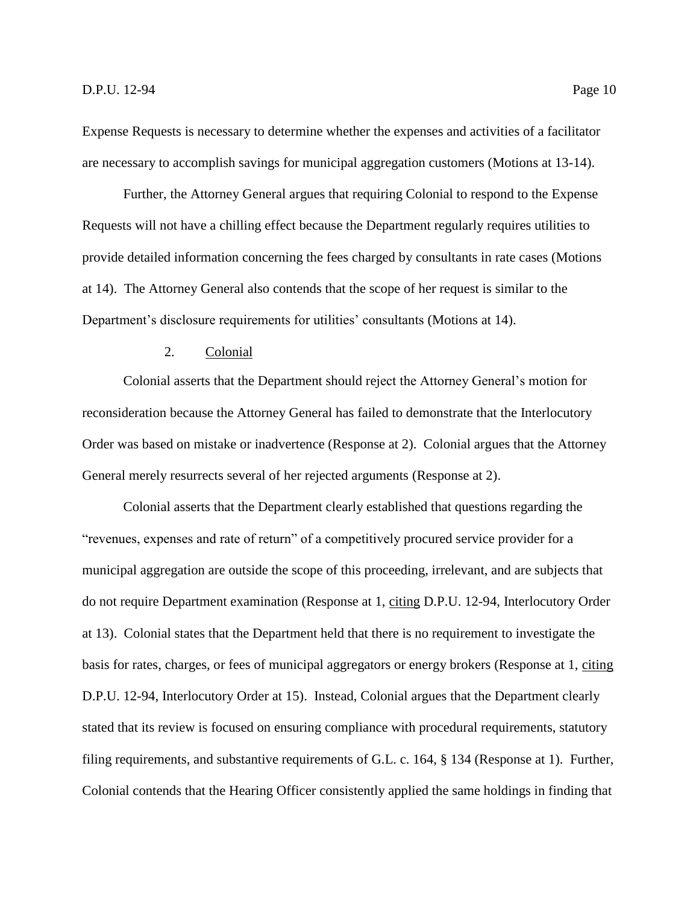Expense Requests is necessary to determine whether the expenses and activities of a facilitator are necessary to accomplish savings for municipal aggregation customers (Motions at 13-14).

Further, the Attorney General argues that requiring Colonial to respond to the Expense Requests will not have a chilling effect because the Department regularly requires utilities to provide detailed information concerning the fees charged by consultants in rate cases (Motions at 14). The Attorney General also contends that the scope of her request is similar to the Department's disclosure requirements for utilities' consultants (Motions at 14).

2. Colonial

Colonial asserts that the Department should reject the Attorney General's motion for reconsideration because the Attorney General has failed to demonstrate that the Interlocutory Order was based on mistake or inadvertence (Response at 2). Colonial argues that the Attorney General merely resurrects several of her rejected arguments (Response at 2).

Colonial asserts that the Department clearly established that questions regarding the "revenues, expenses and rate of return" of a competitively procured service provider for a municipal aggregation are outside the scope of this proceeding, irrelevant, and are subjects that do not require Department examination (Response at 1, citing D.P.U. 12-94, Interlocutory Order at 13). Colonial states that the Department held that there is no requirement to investigate the basis for rates, charges, or fees of municipal aggregators or energy brokers (Response at 1, citing D.P.U. 12-94, Interlocutory Order at 15). Instead, Colonial argues that the Department clearly stated that its review is focused on ensuring compliance with procedural requirements, statutory filing requirements, and substantive requirements of G.L. c. 164, § 134 (Response at 1). Further, Colonial contends that the Hearing Officer consistently applied the same holdings in finding that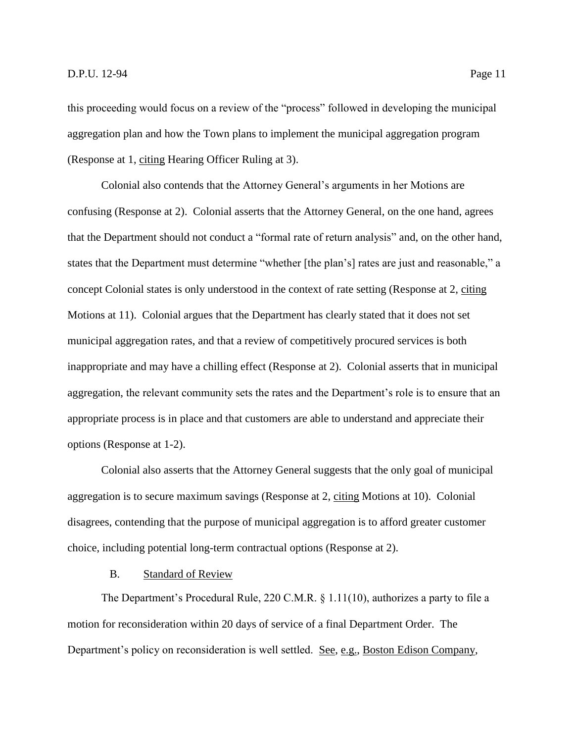this proceeding would focus on a review of the "process" followed in developing the municipal aggregation plan and how the Town plans to implement the municipal aggregation program (Response at 1, citing Hearing Officer Ruling at 3).

Colonial also contends that the Attorney General's arguments in her Motions are confusing (Response at 2). Colonial asserts that the Attorney General, on the one hand, agrees that the Department should not conduct a "formal rate of return analysis" and, on the other hand, states that the Department must determine "whether [the plan's] rates are just and reasonable," a concept Colonial states is only understood in the context of rate setting (Response at 2, citing Motions at 11). Colonial argues that the Department has clearly stated that it does not set municipal aggregation rates, and that a review of competitively procured services is both inappropriate and may have a chilling effect (Response at 2). Colonial asserts that in municipal aggregation, the relevant community sets the rates and the Department's role is to ensure that an appropriate process is in place and that customers are able to understand and appreciate their options (Response at 1-2).

Colonial also asserts that the Attorney General suggests that the only goal of municipal aggregation is to secure maximum savings (Response at 2, citing Motions at 10). Colonial disagrees, contending that the purpose of municipal aggregation is to afford greater customer choice, including potential long-term contractual options (Response at 2).

### B. Standard of Review

The Department's Procedural Rule, 220 C.M.R. § 1.11(10), authorizes a party to file a motion for reconsideration within 20 days of service of a final Department Order. The Department's policy on reconsideration is well settled. See, e.g., Boston Edison Company,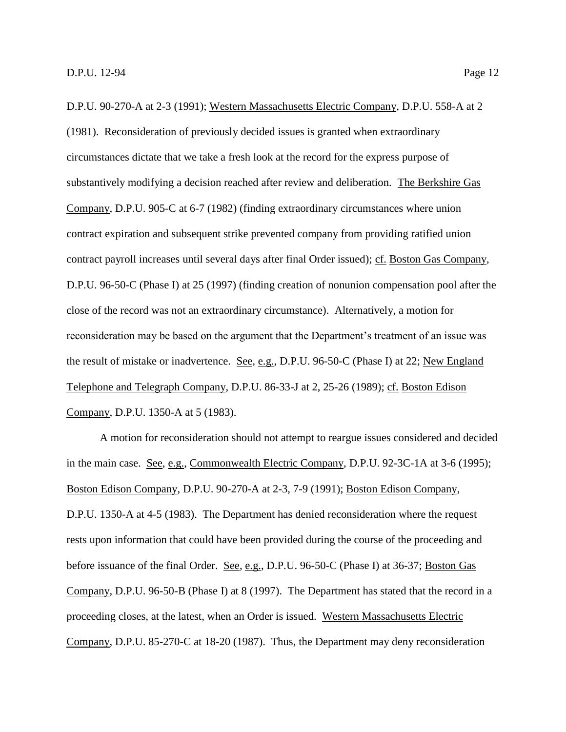D.P.U. 90-270-A at 2-3 (1991); Western Massachusetts Electric Company, D.P.U. 558-A at 2 (1981). Reconsideration of previously decided issues is granted when extraordinary circumstances dictate that we take a fresh look at the record for the express purpose of substantively modifying a decision reached after review and deliberation. The Berkshire Gas Company, D.P.U. 905-C at 6-7 (1982) (finding extraordinary circumstances where union contract expiration and subsequent strike prevented company from providing ratified union contract payroll increases until several days after final Order issued); cf. Boston Gas Company, D.P.U. 96-50-C (Phase I) at 25 (1997) (finding creation of nonunion compensation pool after the close of the record was not an extraordinary circumstance). Alternatively, a motion for reconsideration may be based on the argument that the Department's treatment of an issue was the result of mistake or inadvertence. See, e.g., D.P.U. 96-50-C (Phase I) at 22; New England Telephone and Telegraph Company, D.P.U. 86-33-J at 2, 25-26 (1989); cf. Boston Edison Company, D.P.U. 1350-A at 5 (1983).

A motion for reconsideration should not attempt to reargue issues considered and decided in the main case. See, e.g., Commonwealth Electric Company, D.P.U. 92-3C-1A at 3-6 (1995); Boston Edison Company, D.P.U. 90-270-A at 2-3, 7-9 (1991); Boston Edison Company, D.P.U. 1350-A at 4-5 (1983). The Department has denied reconsideration where the request rests upon information that could have been provided during the course of the proceeding and before issuance of the final Order. See, e.g., D.P.U. 96-50-C (Phase I) at 36-37; Boston Gas Company, D.P.U. 96-50-B (Phase I) at 8 (1997). The Department has stated that the record in a proceeding closes, at the latest, when an Order is issued. Western Massachusetts Electric Company, D.P.U. 85-270-C at 18-20 (1987). Thus, the Department may deny reconsideration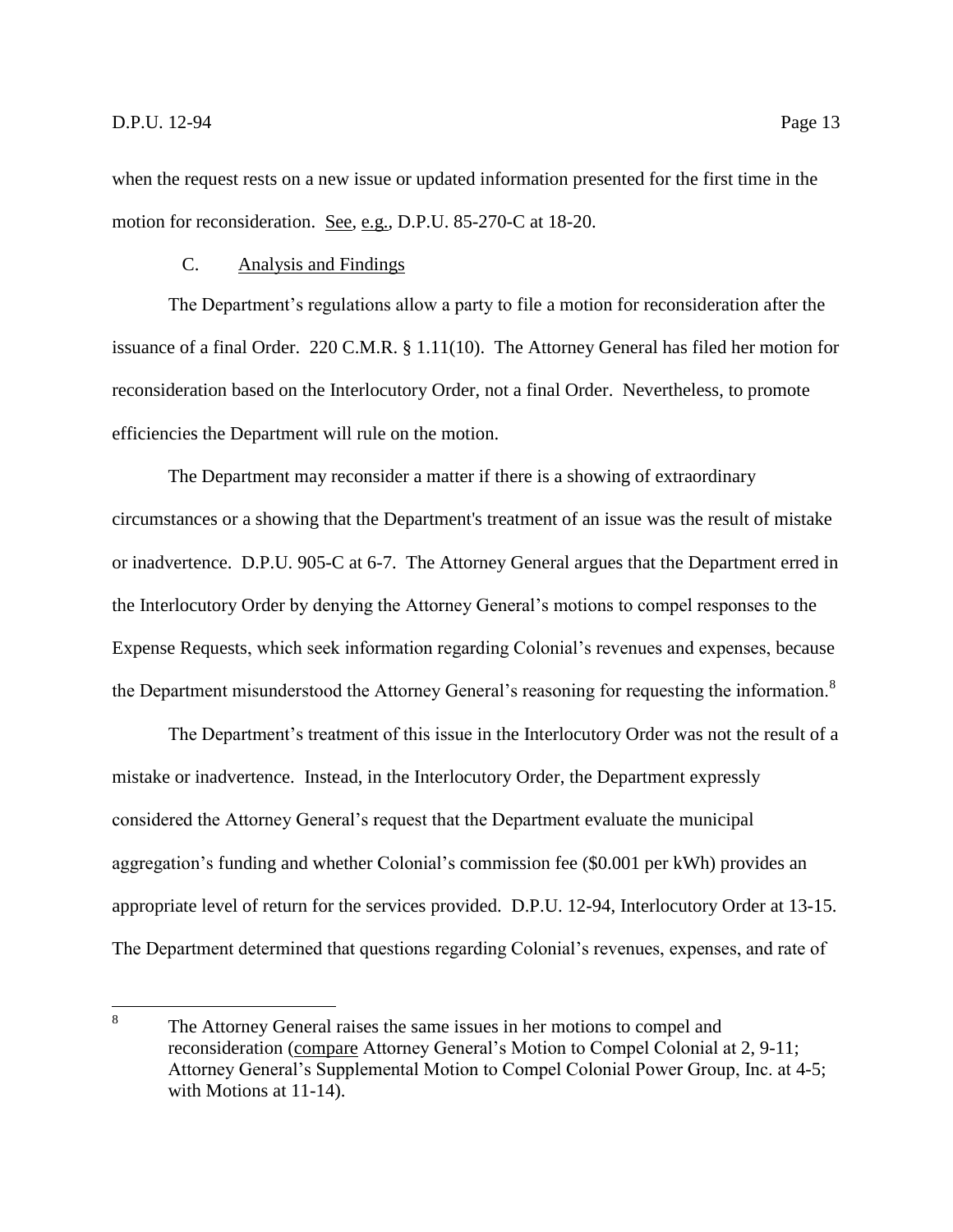when the request rests on a new issue or updated information presented for the first time in the motion for reconsideration. See, e.g., D.P.U. 85-270-C at 18-20.

### C. Analysis and Findings

The Department's regulations allow a party to file a motion for reconsideration after the issuance of a final Order. 220 C.M.R. § 1.11(10). The Attorney General has filed her motion for reconsideration based on the Interlocutory Order, not a final Order. Nevertheless, to promote efficiencies the Department will rule on the motion.

The Department may reconsider a matter if there is a showing of extraordinary circumstances or a showing that the Department's treatment of an issue was the result of mistake or inadvertence. D.P.U. 905-C at 6-7. The Attorney General argues that the Department erred in the Interlocutory Order by denying the Attorney General's motions to compel responses to the Expense Requests, which seek information regarding Colonial's revenues and expenses, because the Department misunderstood the Attorney General's reasoning for requesting the information.[8]

The Department's treatment of this issue in the Interlocutory Order was not the result of a mistake or inadvertence. Instead, in the Interlocutory Order, the Department expressly considered the Attorney General's request that the Department evaluate the municipal aggregation's funding and whether Colonial's commission fee ($0.001 per kWh) provides an appropriate level of return for the services provided. D.P.U. 12-94, Interlocutory Order at 13-15. The Department determined that questions regarding Colonial's revenues, expenses, and rate of

---

[8] The Attorney General raises the same issues in her motions to compel and reconsideration (compare Attorney General's Motion to Compel Colonial at 2, 9-11; Attorney General's Supplemental Motion to Compel Colonial Power Group, Inc. at 4-5; with Motions at 11-14).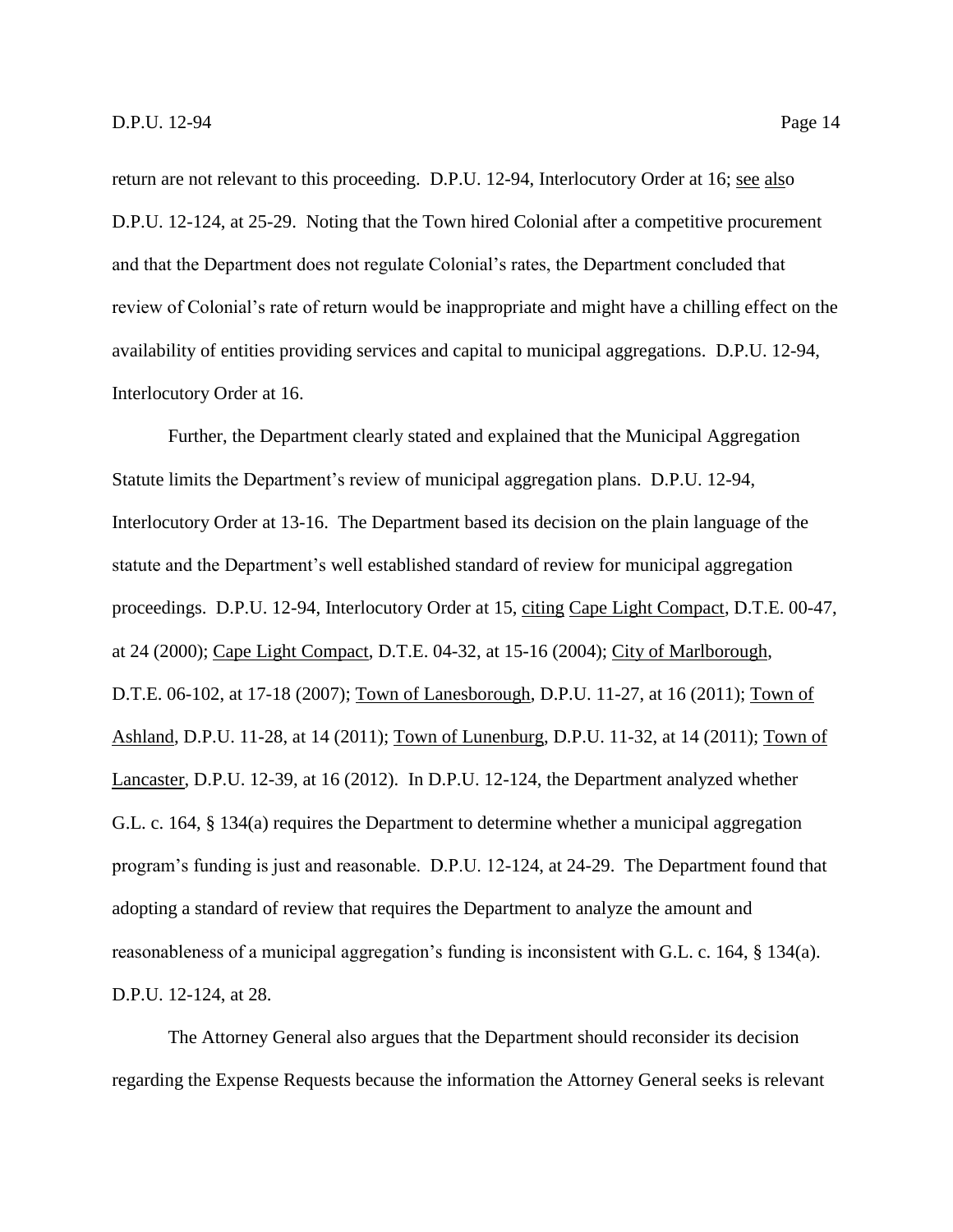return are not relevant to this proceeding. D.P.U. 12-94, Interlocutory Order at 16; see also D.P.U. 12-124, at 25-29. Noting that the Town hired Colonial after a competitive procurement and that the Department does not regulate Colonial's rates, the Department concluded that review of Colonial's rate of return would be inappropriate and might have a chilling effect on the availability of entities providing services and capital to municipal aggregations. D.P.U. 12-94, Interlocutory Order at 16.

Further, the Department clearly stated and explained that the Municipal Aggregation Statute limits the Department's review of municipal aggregation plans. D.P.U. 12-94, Interlocutory Order at 13-16. The Department based its decision on the plain language of the statute and the Department's well established standard of review for municipal aggregation proceedings. D.P.U. 12-94, Interlocutory Order at 15, citing Cape Light Compact, D.T.E. 00-47, at 24 (2000); Cape Light Compact, D.T.E. 04-32, at 15-16 (2004); City of Marlborough, D.T.E. 06-102, at 17-18 (2007); Town of Lanesborough, D.P.U. 11-27, at 16 (2011); Town of Ashland, D.P.U. 11-28, at 14 (2011); Town of Lunenburg, D.P.U. 11-32, at 14 (2011); Town of Lancaster, D.P.U. 12-39, at 16 (2012). In D.P.U. 12-124, the Department analyzed whether G.L. c. 164, § 134(a) requires the Department to determine whether a municipal aggregation program's funding is just and reasonable. D.P.U. 12-124, at 24-29. The Department found that adopting a standard of review that requires the Department to analyze the amount and reasonableness of a municipal aggregation's funding is inconsistent with G.L. c. 164, § 134(a). D.P.U. 12-124, at 28.

The Attorney General also argues that the Department should reconsider its decision regarding the Expense Requests because the information the Attorney General seeks is relevant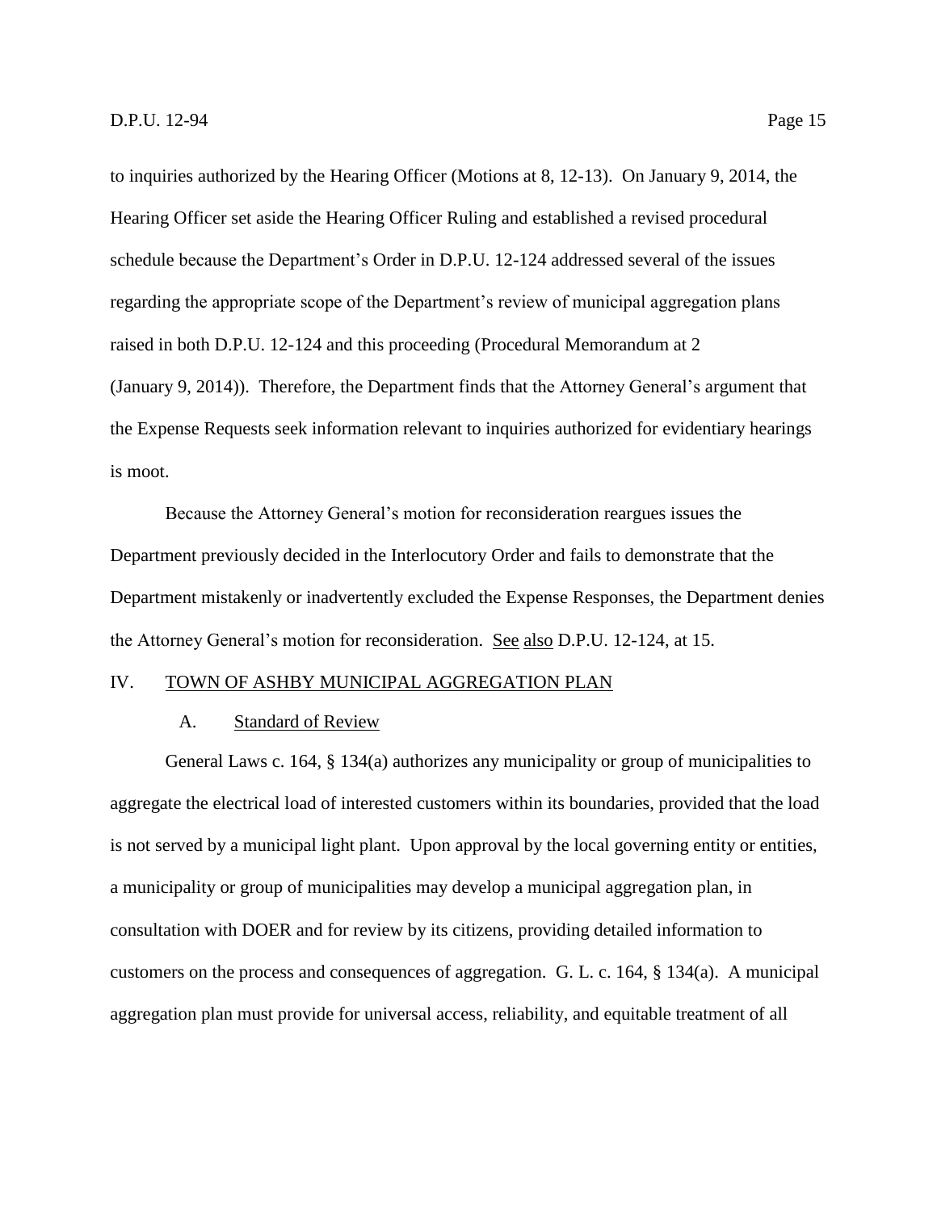to inquiries authorized by the Hearing Officer (Motions at 8, 12-13). On January 9, 2014, the Hearing Officer set aside the Hearing Officer Ruling and established a revised procedural schedule because the Department's Order in D.P.U. 12-124 addressed several of the issues regarding the appropriate scope of the Department's review of municipal aggregation plans raised in both D.P.U. 12-124 and this proceeding (Procedural Memorandum at 2 (January 9, 2014)). Therefore, the Department finds that the Attorney General's argument that the Expense Requests seek information relevant to inquiries authorized for evidentiary hearings is moot.

Because the Attorney General's motion for reconsideration reargues issues the Department previously decided in the Interlocutory Order and fails to demonstrate that the Department mistakenly or inadvertently excluded the Expense Responses, the Department denies the Attorney General's motion for reconsideration. See also D.P.U. 12-124, at 15.

## IV. TOWN OF ASHBY MUNICIPAL AGGREGATION PLAN

### A. Standard of Review

General Laws c. 164, § 134(a) authorizes any municipality or group of municipalities to aggregate the electrical load of interested customers within its boundaries, provided that the load is not served by a municipal light plant. Upon approval by the local governing entity or entities, a municipality or group of municipalities may develop a municipal aggregation plan, in consultation with DOER and for review by its citizens, providing detailed information to customers on the process and consequences of aggregation. G. L. c. 164, § 134(a). A municipal aggregation plan must provide for universal access, reliability, and equitable treatment of all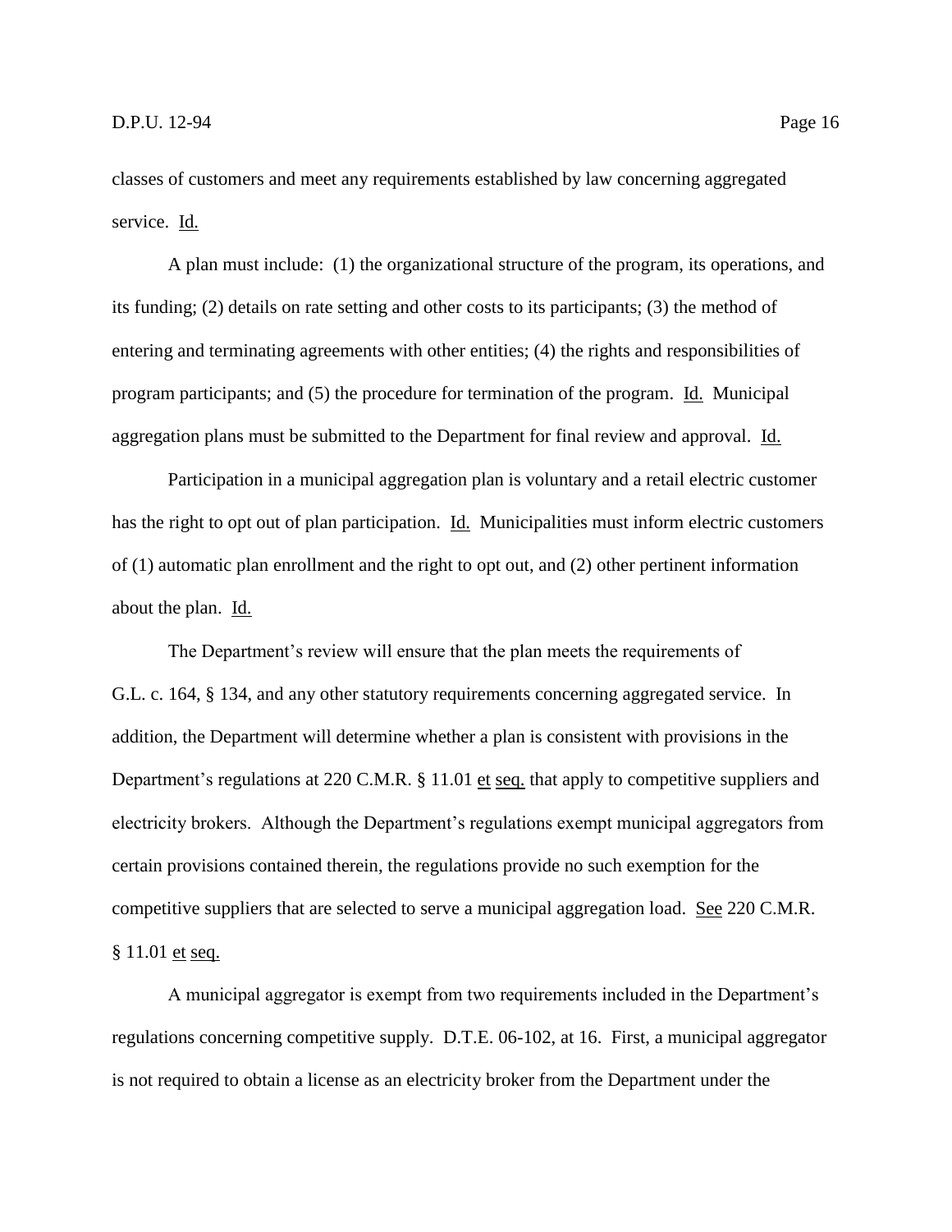classes of customers and meet any requirements established by law concerning aggregated service. Id.

A plan must include: (1) the organizational structure of the program, its operations, and its funding; (2) details on rate setting and other costs to its participants; (3) the method of entering and terminating agreements with other entities; (4) the rights and responsibilities of program participants; and (5) the procedure for termination of the program. Id. Municipal aggregation plans must be submitted to the Department for final review and approval. Id.

Participation in a municipal aggregation plan is voluntary and a retail electric customer has the right to opt out of plan participation. Id. Municipalities must inform electric customers of (1) automatic plan enrollment and the right to opt out, and (2) other pertinent information about the plan. Id.

The Department's review will ensure that the plan meets the requirements of G.L. c. 164, § 134, and any other statutory requirements concerning aggregated service. In addition, the Department will determine whether a plan is consistent with provisions in the Department's regulations at 220 C.M.R. § 11.01 et seq. that apply to competitive suppliers and electricity brokers. Although the Department's regulations exempt municipal aggregators from certain provisions contained therein, the regulations provide no such exemption for the competitive suppliers that are selected to serve a municipal aggregation load. See 220 C.M.R. § 11.01 et seq.

A municipal aggregator is exempt from two requirements included in the Department's regulations concerning competitive supply. D.T.E. 06-102, at 16. First, a municipal aggregator is not required to obtain a license as an electricity broker from the Department under the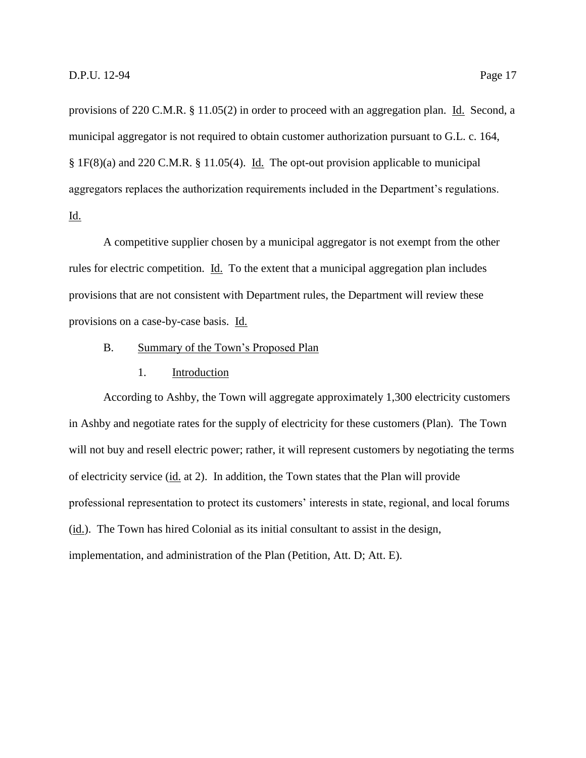provisions of 220 C.M.R. § 11.05(2) in order to proceed with an aggregation plan. Id. Second, a municipal aggregator is not required to obtain customer authorization pursuant to G.L. c. 164, § 1F(8)(a) and 220 C.M.R. § 11.05(4). Id. The opt-out provision applicable to municipal aggregators replaces the authorization requirements included in the Department's regulations. Id.

A competitive supplier chosen by a municipal aggregator is not exempt from the other rules for electric competition. Id. To the extent that a municipal aggregation plan includes provisions that are not consistent with Department rules, the Department will review these provisions on a case-by-case basis. Id.

### B. Summary of the Town's Proposed Plan

#### 1. Introduction

According to Ashby, the Town will aggregate approximately 1,300 electricity customers in Ashby and negotiate rates for the supply of electricity for these customers (Plan). The Town will not buy and resell electric power; rather, it will represent customers by negotiating the terms of electricity service (id. at 2). In addition, the Town states that the Plan will provide professional representation to protect its customers' interests in state, regional, and local forums (id.). The Town has hired Colonial as its initial consultant to assist in the design, implementation, and administration of the Plan (Petition, Att. D; Att. E).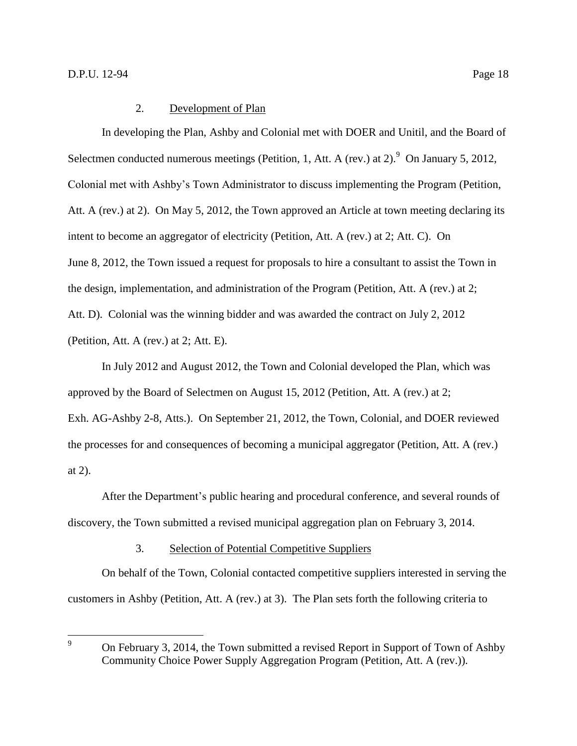### 2. Development of Plan

In developing the Plan, Ashby and Colonial met with DOER and Unitil, and the Board of Selectmen conducted numerous meetings (Petition, 1, Att. A (rev.) at 2).[9] On January 5, 2012, Colonial met with Ashby's Town Administrator to discuss implementing the Program (Petition, Att. A (rev.) at 2). On May 5, 2012, the Town approved an Article at town meeting declaring its intent to become an aggregator of electricity (Petition, Att. A (rev.) at 2; Att. C). On June 8, 2012, the Town issued a request for proposals to hire a consultant to assist the Town in the design, implementation, and administration of the Program (Petition, Att. A (rev.) at 2; Att. D). Colonial was the winning bidder and was awarded the contract on July 2, 2012 (Petition, Att. A (rev.) at 2; Att. E).

In July 2012 and August 2012, the Town and Colonial developed the Plan, which was approved by the Board of Selectmen on August 15, 2012 (Petition, Att. A (rev.) at 2; Exh. AG-Ashby 2-8, Atts.). On September 21, 2012, the Town, Colonial, and DOER reviewed the processes for and consequences of becoming a municipal aggregator (Petition, Att. A (rev.) at 2).

After the Department's public hearing and procedural conference, and several rounds of discovery, the Town submitted a revised municipal aggregation plan on February 3, 2014.

### 3. Selection of Potential Competitive Suppliers

On behalf of the Town, Colonial contacted competitive suppliers interested in serving the customers in Ashby (Petition, Att. A (rev.) at 3). The Plan sets forth the following criteria to

---

[9] On February 3, 2014, the Town submitted a revised Report in Support of Town of Ashby Community Choice Power Supply Aggregation Program (Petition, Att. A (rev.)).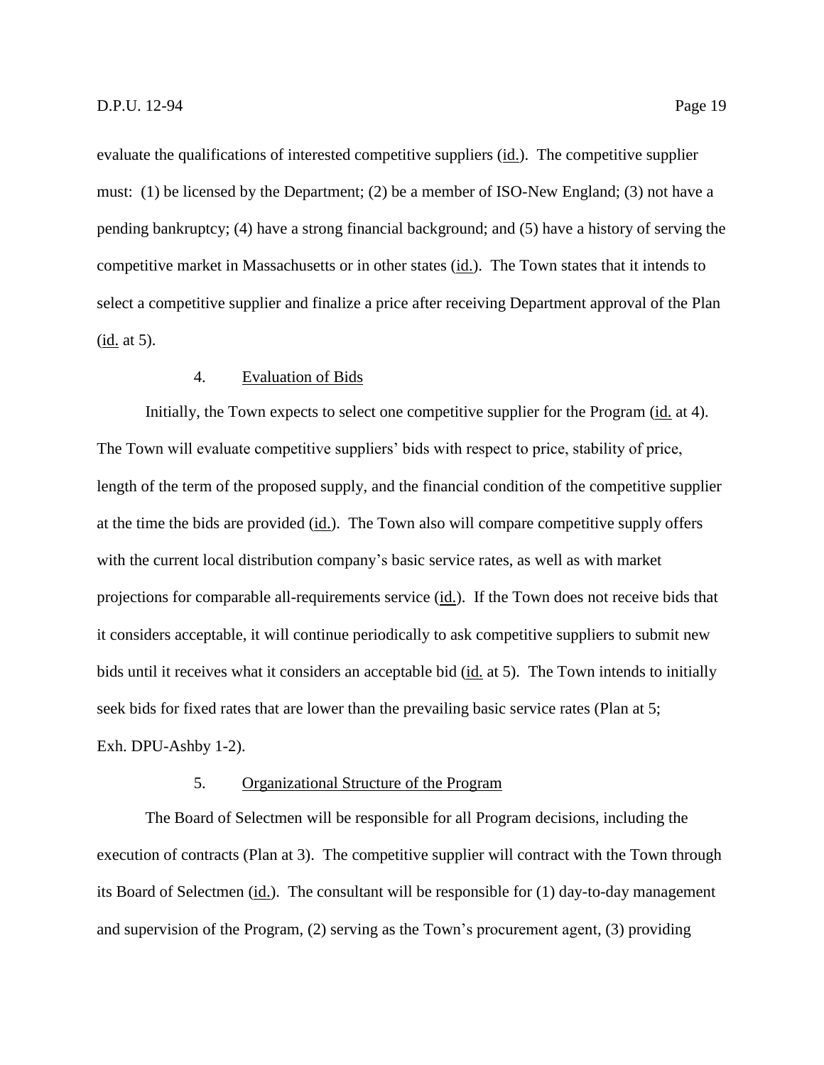evaluate the qualifications of interested competitive suppliers (id.). The competitive supplier must: (1) be licensed by the Department; (2) be a member of ISO-New England; (3) not have a pending bankruptcy; (4) have a strong financial background; and (5) have a history of serving the competitive market in Massachusetts or in other states (id.). The Town states that it intends to select a competitive supplier and finalize a price after receiving Department approval of the Plan (id. at 5).

#### 4. Evaluation of Bids

Initially, the Town expects to select one competitive supplier for the Program (id. at 4). The Town will evaluate competitive suppliers' bids with respect to price, stability of price, length of the term of the proposed supply, and the financial condition of the competitive supplier at the time the bids are provided (id.). The Town also will compare competitive supply offers with the current local distribution company's basic service rates, as well as with market projections for comparable all-requirements service (id.). If the Town does not receive bids that it considers acceptable, it will continue periodically to ask competitive suppliers to submit new bids until it receives what it considers an acceptable bid (id. at 5). The Town intends to initially seek bids for fixed rates that are lower than the prevailing basic service rates (Plan at 5; Exh. DPU-Ashby 1-2).

#### 5. Organizational Structure of the Program

The Board of Selectmen will be responsible for all Program decisions, including the execution of contracts (Plan at 3). The competitive supplier will contract with the Town through its Board of Selectmen (id.). The consultant will be responsible for (1) day-to-day management and supervision of the Program, (2) serving as the Town's procurement agent, (3) providing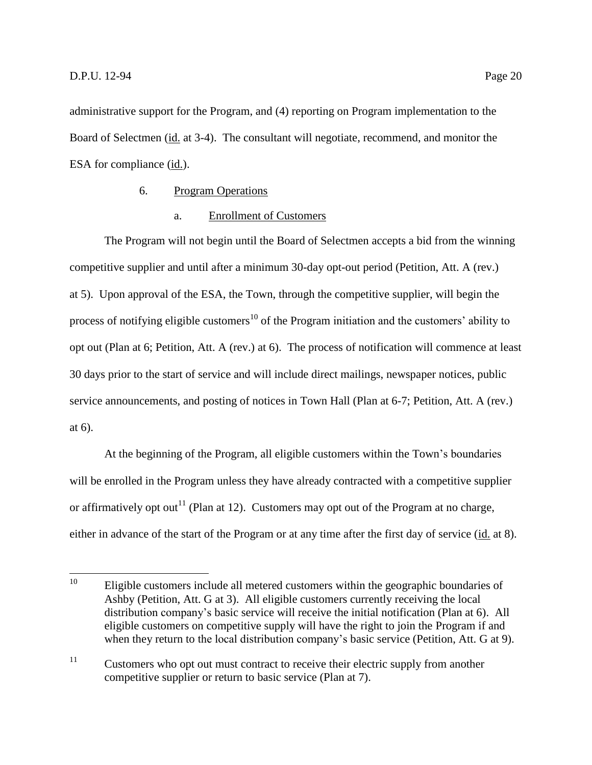administrative support for the Program, and (4) reporting on Program implementation to the Board of Selectmen (id. at 3-4). The consultant will negotiate, recommend, and monitor the ESA for compliance (id.).

### 6. Program Operations

#### a. Enrollment of Customers

The Program will not begin until the Board of Selectmen accepts a bid from the winning competitive supplier and until after a minimum 30-day opt-out period (Petition, Att. A (rev.) at 5). Upon approval of the ESA, the Town, through the competitive supplier, will begin the process of notifying eligible customers[10] of the Program initiation and the customers' ability to opt out (Plan at 6; Petition, Att. A (rev.) at 6). The process of notification will commence at least 30 days prior to the start of service and will include direct mailings, newspaper notices, public service announcements, and posting of notices in Town Hall (Plan at 6-7; Petition, Att. A (rev.) at 6).

At the beginning of the Program, all eligible customers within the Town's boundaries will be enrolled in the Program unless they have already contracted with a competitive supplier or affirmatively opt out[11] (Plan at 12). Customers may opt out of the Program at no charge, either in advance of the start of the Program or at any time after the first day of service (id. at 8).

---

[10] Eligible customers include all metered customers within the geographic boundaries of Ashby (Petition, Att. G at 3). All eligible customers currently receiving the local distribution company's basic service will receive the initial notification (Plan at 6). All eligible customers on competitive supply will have the right to join the Program if and when they return to the local distribution company's basic service (Petition, Att. G at 9).

[11] Customers who opt out must contract to receive their electric supply from another competitive supplier or return to basic service (Plan at 7).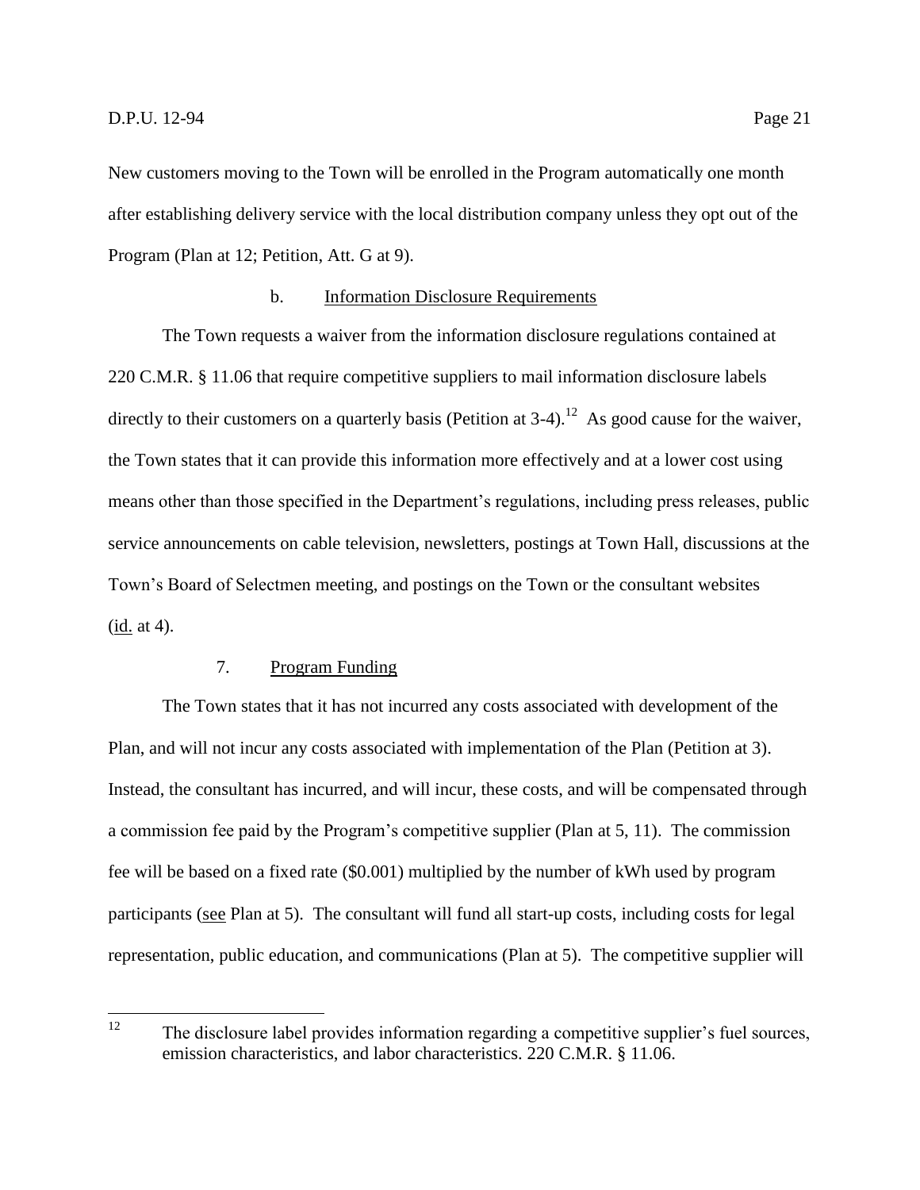New customers moving to the Town will be enrolled in the Program automatically one month after establishing delivery service with the local distribution company unless they opt out of the Program (Plan at 12; Petition, Att. G at 9).

#### b. Information Disclosure Requirements

The Town requests a waiver from the information disclosure regulations contained at 220 C.M.R. § 11.06 that require competitive suppliers to mail information disclosure labels directly to their customers on a quarterly basis (Petition at 3-4).[12] As good cause for the waiver, the Town states that it can provide this information more effectively and at a lower cost using means other than those specified in the Department's regulations, including press releases, public service announcements on cable television, newsletters, postings at Town Hall, discussions at the Town's Board of Selectmen meeting, and postings on the Town or the consultant websites (id. at 4).

### 7. Program Funding

The Town states that it has not incurred any costs associated with development of the Plan, and will not incur any costs associated with implementation of the Plan (Petition at 3). Instead, the consultant has incurred, and will incur, these costs, and will be compensated through a commission fee paid by the Program's competitive supplier (Plan at 5, 11). The commission fee will be based on a fixed rate ($0.001) multiplied by the number of kWh used by program participants (see Plan at 5). The consultant will fund all start-up costs, including costs for legal representation, public education, and communications (Plan at 5). The competitive supplier will

---

[12] The disclosure label provides information regarding a competitive supplier's fuel sources, emission characteristics, and labor characteristics. 220 C.M.R. § 11.06.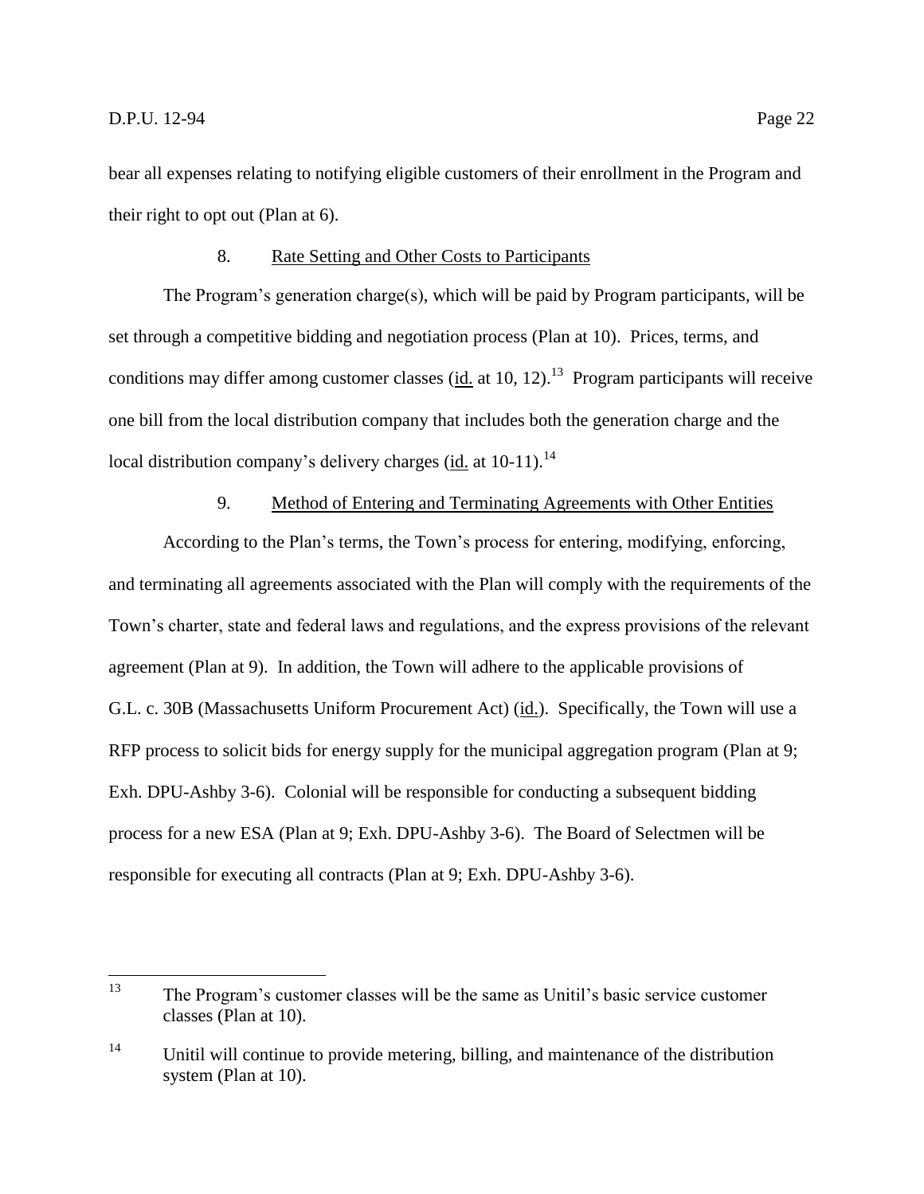bear all expenses relating to notifying eligible customers of their enrollment in the Program and their right to opt out (Plan at 6).

### 8. Rate Setting and Other Costs to Participants

The Program's generation charge(s), which will be paid by Program participants, will be set through a competitive bidding and negotiation process (Plan at 10). Prices, terms, and conditions may differ among customer classes (id. at 10, 12).[13] Program participants will receive one bill from the local distribution company that includes both the generation charge and the local distribution company's delivery charges (id. at 10-11).[14]

### 9. Method of Entering and Terminating Agreements with Other Entities

According to the Plan's terms, the Town's process for entering, modifying, enforcing, and terminating all agreements associated with the Plan will comply with the requirements of the Town's charter, state and federal laws and regulations, and the express provisions of the relevant agreement (Plan at 9). In addition, the Town will adhere to the applicable provisions of G.L. c. 30B (Massachusetts Uniform Procurement Act) (id.). Specifically, the Town will use a RFP process to solicit bids for energy supply for the municipal aggregation program (Plan at 9; Exh. DPU-Ashby 3-6). Colonial will be responsible for conducting a subsequent bidding process for a new ESA (Plan at 9; Exh. DPU-Ashby 3-6). The Board of Selectmen will be responsible for executing all contracts (Plan at 9; Exh. DPU-Ashby 3-6).

---

[13] The Program's customer classes will be the same as Unitil's basic service customer classes (Plan at 10).

[14] Unitil will continue to provide metering, billing, and maintenance of the distribution system (Plan at 10).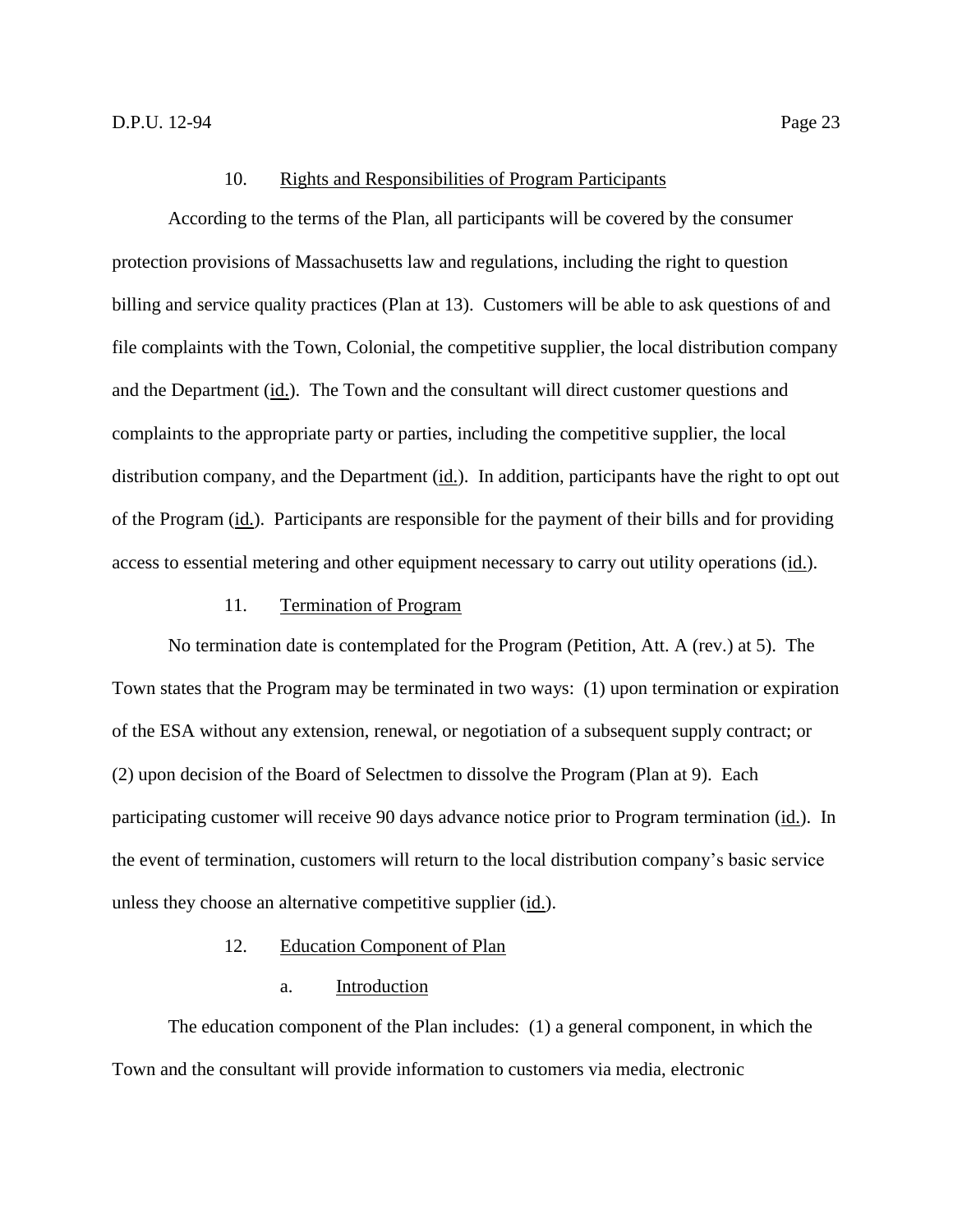### 10. Rights and Responsibilities of Program Participants

According to the terms of the Plan, all participants will be covered by the consumer protection provisions of Massachusetts law and regulations, including the right to question billing and service quality practices (Plan at 13). Customers will be able to ask questions of and file complaints with the Town, Colonial, the competitive supplier, the local distribution company and the Department (id.). The Town and the consultant will direct customer questions and complaints to the appropriate party or parties, including the competitive supplier, the local distribution company, and the Department (id.). In addition, participants have the right to opt out of the Program (id.). Participants are responsible for the payment of their bills and for providing access to essential metering and other equipment necessary to carry out utility operations (id.).

### 11. Termination of Program

No termination date is contemplated for the Program (Petition, Att. A (rev.) at 5). The Town states that the Program may be terminated in two ways: (1) upon termination or expiration of the ESA without any extension, renewal, or negotiation of a subsequent supply contract; or (2) upon decision of the Board of Selectmen to dissolve the Program (Plan at 9). Each participating customer will receive 90 days advance notice prior to Program termination (id.). In the event of termination, customers will return to the local distribution company's basic service unless they choose an alternative competitive supplier (id.).

### 12. Education Component of Plan

#### a. Introduction

The education component of the Plan includes: (1) a general component, in which the Town and the consultant will provide information to customers via media, electronic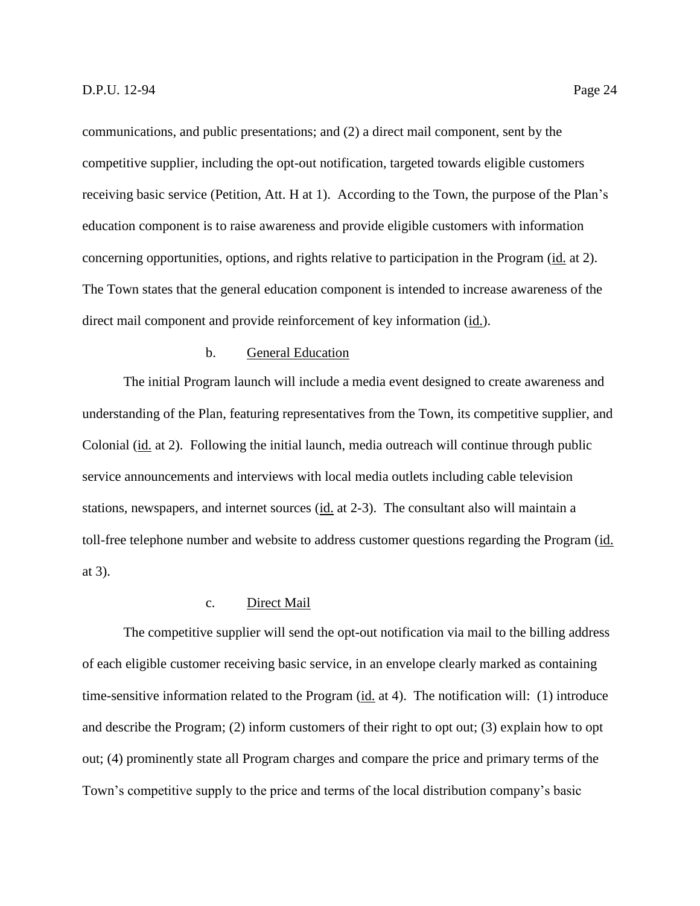communications, and public presentations; and (2) a direct mail component, sent by the competitive supplier, including the opt-out notification, targeted towards eligible customers receiving basic service (Petition, Att. H at 1). According to the Town, the purpose of the Plan's education component is to raise awareness and provide eligible customers with information concerning opportunities, options, and rights relative to participation in the Program (id. at 2). The Town states that the general education component is intended to increase awareness of the direct mail component and provide reinforcement of key information (id.).

b. General Education

The initial Program launch will include a media event designed to create awareness and understanding of the Plan, featuring representatives from the Town, its competitive supplier, and Colonial (id. at 2). Following the initial launch, media outreach will continue through public service announcements and interviews with local media outlets including cable television stations, newspapers, and internet sources (id. at 2-3). The consultant also will maintain a toll-free telephone number and website to address customer questions regarding the Program (id. at 3).

c. Direct Mail

The competitive supplier will send the opt-out notification via mail to the billing address of each eligible customer receiving basic service, in an envelope clearly marked as containing time-sensitive information related to the Program (id. at 4). The notification will: (1) introduce and describe the Program; (2) inform customers of their right to opt out; (3) explain how to opt out; (4) prominently state all Program charges and compare the price and primary terms of the Town's competitive supply to the price and terms of the local distribution company's basic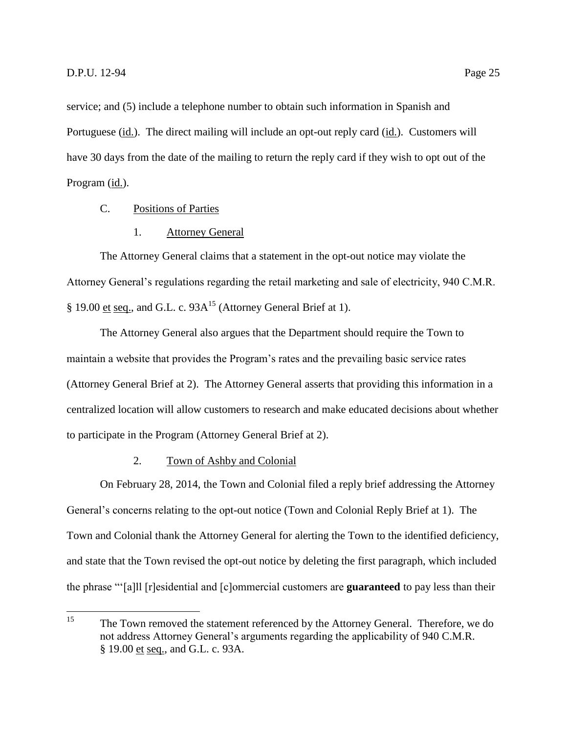service; and (5) include a telephone number to obtain such information in Spanish and Portuguese (id.). The direct mailing will include an opt-out reply card (id.). Customers will have 30 days from the date of the mailing to return the reply card if they wish to opt out of the Program (id.).

### C. Positions of Parties

#### 1. Attorney General

The Attorney General claims that a statement in the opt-out notice may violate the Attorney General's regulations regarding the retail marketing and sale of electricity, 940 C.M.R. § 19.00 et seq., and G.L. c. 93A[15] (Attorney General Brief at 1).

The Attorney General also argues that the Department should require the Town to maintain a website that provides the Program's rates and the prevailing basic service rates (Attorney General Brief at 2). The Attorney General asserts that providing this information in a centralized location will allow customers to research and make educated decisions about whether to participate in the Program (Attorney General Brief at 2).

#### 2. Town of Ashby and Colonial

On February 28, 2014, the Town and Colonial filed a reply brief addressing the Attorney General's concerns relating to the opt-out notice (Town and Colonial Reply Brief at 1). The Town and Colonial thank the Attorney General for alerting the Town to the identified deficiency, and state that the Town revised the opt-out notice by deleting the first paragraph, which included the phrase "'[a]ll [r]esidential and [c]ommercial customers are **guaranteed** to pay less than their

---

[15] The Town removed the statement referenced by the Attorney General. Therefore, we do not address Attorney General's arguments regarding the applicability of 940 C.M.R. § 19.00 et seq., and G.L. c. 93A.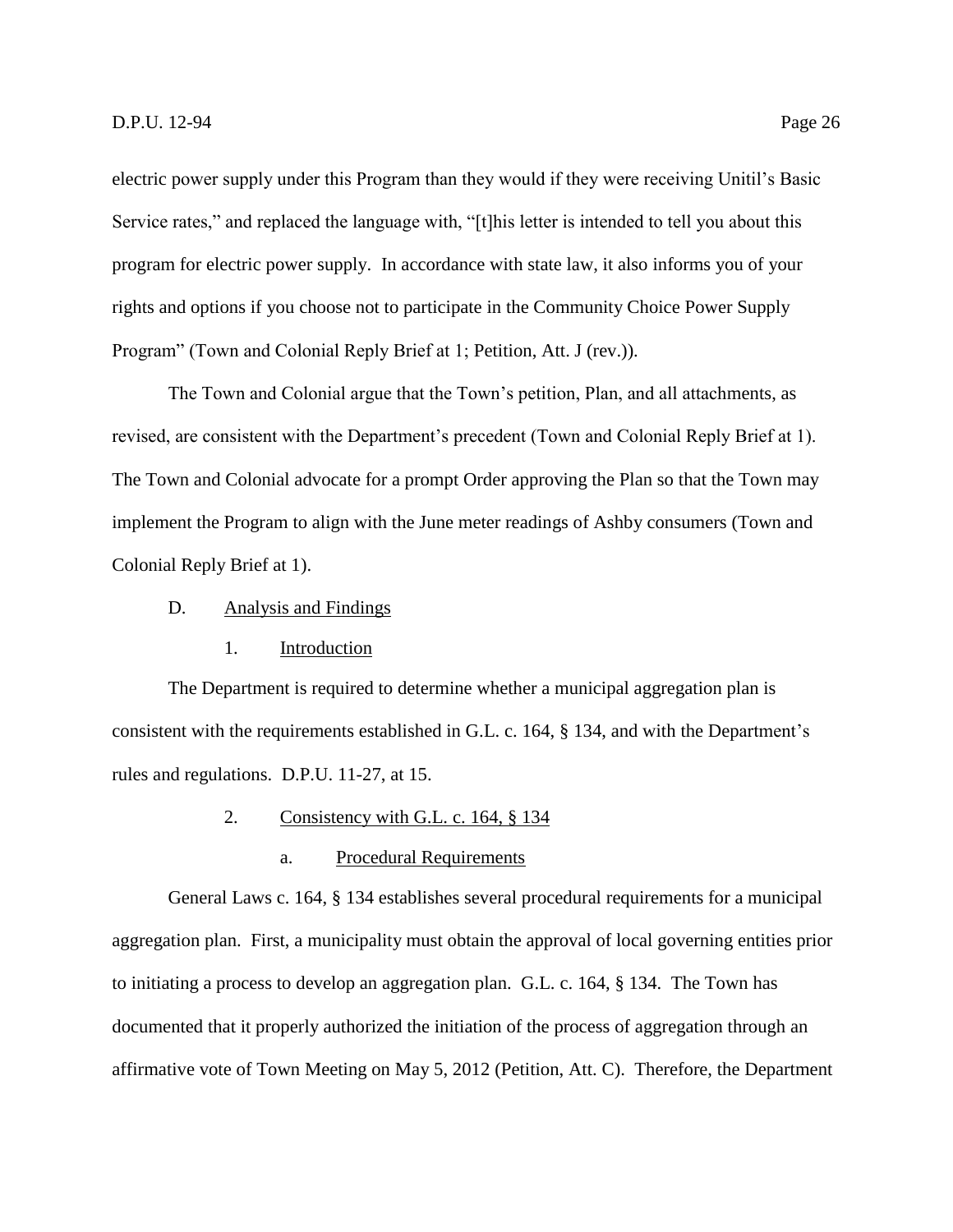electric power supply under this Program than they would if they were receiving Unitil's Basic Service rates," and replaced the language with, "[t]his letter is intended to tell you about this program for electric power supply. In accordance with state law, it also informs you of your rights and options if you choose not to participate in the Community Choice Power Supply Program" (Town and Colonial Reply Brief at 1; Petition, Att. J (rev.)).

The Town and Colonial argue that the Town's petition, Plan, and all attachments, as revised, are consistent with the Department's precedent (Town and Colonial Reply Brief at 1). The Town and Colonial advocate for a prompt Order approving the Plan so that the Town may implement the Program to align with the June meter readings of Ashby consumers (Town and Colonial Reply Brief at 1).

### D. Analysis and Findings

#### 1. Introduction

The Department is required to determine whether a municipal aggregation plan is consistent with the requirements established in G.L. c. 164, § 134, and with the Department's rules and regulations. D.P.U. 11-27, at 15.

#### 2. Consistency with G.L. c. 164, § 134

##### a. Procedural Requirements

General Laws c. 164, § 134 establishes several procedural requirements for a municipal aggregation plan. First, a municipality must obtain the approval of local governing entities prior to initiating a process to develop an aggregation plan. G.L. c. 164, § 134. The Town has documented that it properly authorized the initiation of the process of aggregation through an affirmative vote of Town Meeting on May 5, 2012 (Petition, Att. C). Therefore, the Department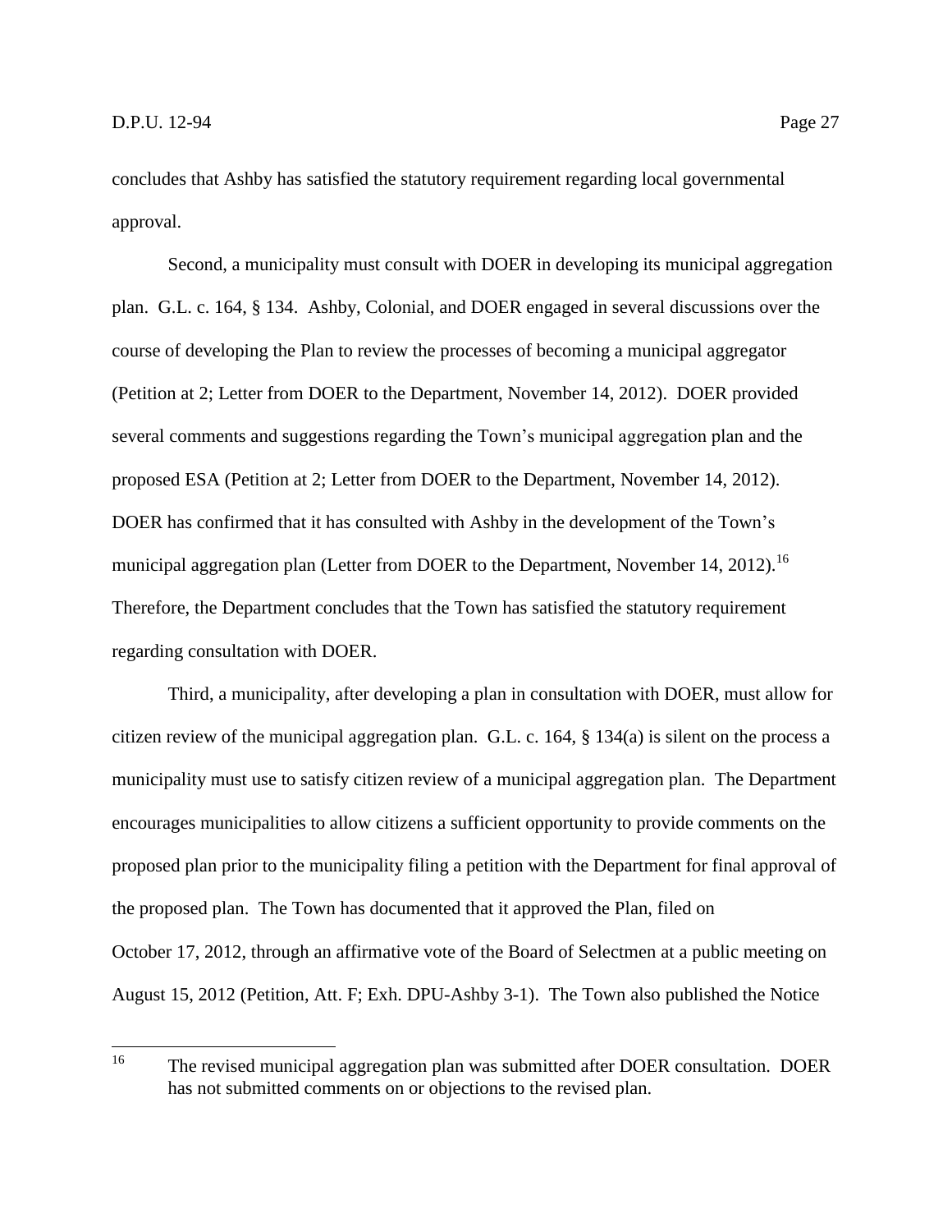concludes that Ashby has satisfied the statutory requirement regarding local governmental approval.

Second, a municipality must consult with DOER in developing its municipal aggregation plan. G.L. c. 164, § 134. Ashby, Colonial, and DOER engaged in several discussions over the course of developing the Plan to review the processes of becoming a municipal aggregator (Petition at 2; Letter from DOER to the Department, November 14, 2012). DOER provided several comments and suggestions regarding the Town's municipal aggregation plan and the proposed ESA (Petition at 2; Letter from DOER to the Department, November 14, 2012). DOER has confirmed that it has consulted with Ashby in the development of the Town's municipal aggregation plan (Letter from DOER to the Department, November 14, 2012).[16] Therefore, the Department concludes that the Town has satisfied the statutory requirement regarding consultation with DOER.

Third, a municipality, after developing a plan in consultation with DOER, must allow for citizen review of the municipal aggregation plan. G.L. c. 164, § 134(a) is silent on the process a municipality must use to satisfy citizen review of a municipal aggregation plan. The Department encourages municipalities to allow citizens a sufficient opportunity to provide comments on the proposed plan prior to the municipality filing a petition with the Department for final approval of the proposed plan. The Town has documented that it approved the Plan, filed on October 17, 2012, through an affirmative vote of the Board of Selectmen at a public meeting on August 15, 2012 (Petition, Att. F; Exh. DPU-Ashby 3-1). The Town also published the Notice

---

[16] The revised municipal aggregation plan was submitted after DOER consultation. DOER has not submitted comments on or objections to the revised plan.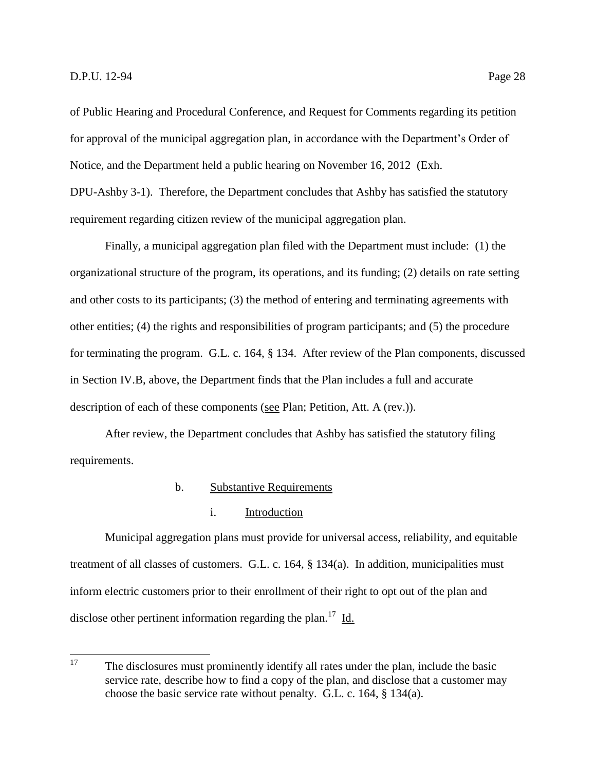of Public Hearing and Procedural Conference, and Request for Comments regarding its petition for approval of the municipal aggregation plan, in accordance with the Department's Order of Notice, and the Department held a public hearing on November 16, 2012 (Exh. DPU-Ashby 3-1). Therefore, the Department concludes that Ashby has satisfied the statutory requirement regarding citizen review of the municipal aggregation plan.

Finally, a municipal aggregation plan filed with the Department must include: (1) the organizational structure of the program, its operations, and its funding; (2) details on rate setting and other costs to its participants; (3) the method of entering and terminating agreements with other entities; (4) the rights and responsibilities of program participants; and (5) the procedure for terminating the program. G.L. c. 164, § 134. After review of the Plan components, discussed in Section IV.B, above, the Department finds that the Plan includes a full and accurate description of each of these components (see Plan; Petition, Att. A (rev.)).

After review, the Department concludes that Ashby has satisfied the statutory filing requirements.

b. Substantive Requirements

i. Introduction

Municipal aggregation plans must provide for universal access, reliability, and equitable treatment of all classes of customers. G.L. c. 164, § 134(a). In addition, municipalities must inform electric customers prior to their enrollment of their right to opt out of the plan and disclose other pertinent information regarding the plan.[17] Id.

[17] The disclosures must prominently identify all rates under the plan, include the basic service rate, describe how to find a copy of the plan, and disclose that a customer may choose the basic service rate without penalty. G.L. c. 164, § 134(a).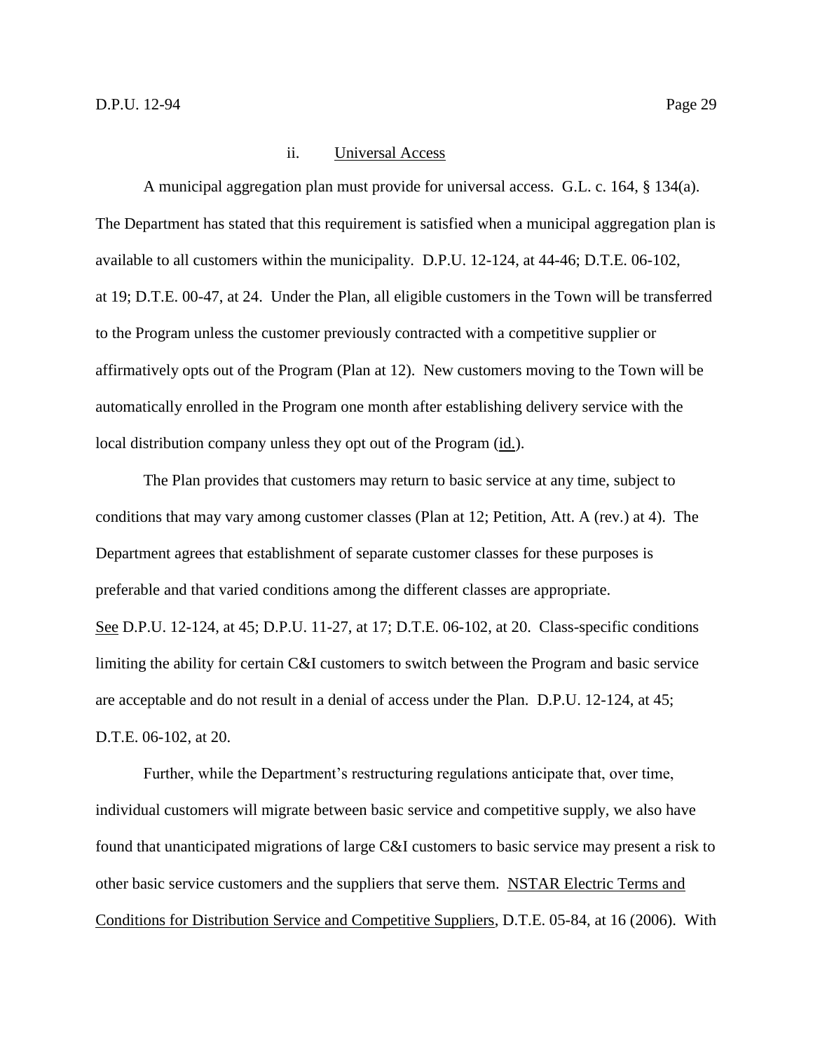#### ii. Universal Access

A municipal aggregation plan must provide for universal access. G.L. c. 164, § 134(a). The Department has stated that this requirement is satisfied when a municipal aggregation plan is available to all customers within the municipality. D.P.U. 12-124, at 44-46; D.T.E. 06-102, at 19; D.T.E. 00-47, at 24. Under the Plan, all eligible customers in the Town will be transferred to the Program unless the customer previously contracted with a competitive supplier or affirmatively opts out of the Program (Plan at 12). New customers moving to the Town will be automatically enrolled in the Program one month after establishing delivery service with the local distribution company unless they opt out of the Program (id.).

The Plan provides that customers may return to basic service at any time, subject to conditions that may vary among customer classes (Plan at 12; Petition, Att. A (rev.) at 4). The Department agrees that establishment of separate customer classes for these purposes is preferable and that varied conditions among the different classes are appropriate. See D.P.U. 12-124, at 45; D.P.U. 11-27, at 17; D.T.E. 06-102, at 20. Class-specific conditions limiting the ability for certain C&I customers to switch between the Program and basic service are acceptable and do not result in a denial of access under the Plan. D.P.U. 12-124, at 45; D.T.E. 06-102, at 20.

Further, while the Department's restructuring regulations anticipate that, over time, individual customers will migrate between basic service and competitive supply, we also have found that unanticipated migrations of large C&I customers to basic service may present a risk to other basic service customers and the suppliers that serve them. NSTAR Electric Terms and Conditions for Distribution Service and Competitive Suppliers, D.T.E. 05-84, at 16 (2006). With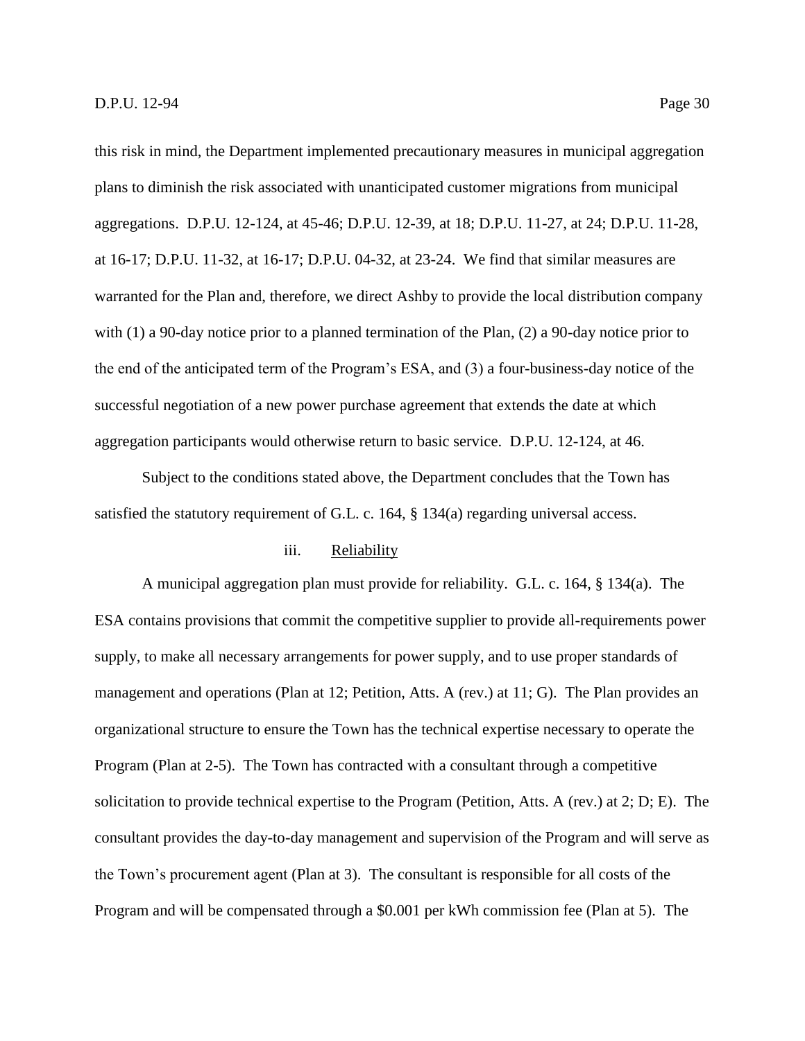this risk in mind, the Department implemented precautionary measures in municipal aggregation plans to diminish the risk associated with unanticipated customer migrations from municipal aggregations. D.P.U. 12-124, at 45-46; D.P.U. 12-39, at 18; D.P.U. 11-27, at 24; D.P.U. 11-28, at 16-17; D.P.U. 11-32, at 16-17; D.P.U. 04-32, at 23-24. We find that similar measures are warranted for the Plan and, therefore, we direct Ashby to provide the local distribution company with (1) a 90-day notice prior to a planned termination of the Plan, (2) a 90-day notice prior to the end of the anticipated term of the Program's ESA, and (3) a four-business-day notice of the successful negotiation of a new power purchase agreement that extends the date at which aggregation participants would otherwise return to basic service. D.P.U. 12-124, at 46.

Subject to the conditions stated above, the Department concludes that the Town has satisfied the statutory requirement of G.L. c. 164, § 134(a) regarding universal access.

#### iii. Reliability

A municipal aggregation plan must provide for reliability. G.L. c. 164, § 134(a). The ESA contains provisions that commit the competitive supplier to provide all-requirements power supply, to make all necessary arrangements for power supply, and to use proper standards of management and operations (Plan at 12; Petition, Atts. A (rev.) at 11; G). The Plan provides an organizational structure to ensure the Town has the technical expertise necessary to operate the Program (Plan at 2-5). The Town has contracted with a consultant through a competitive solicitation to provide technical expertise to the Program (Petition, Atts. A (rev.) at 2; D; E). The consultant provides the day-to-day management and supervision of the Program and will serve as the Town's procurement agent (Plan at 3). The consultant is responsible for all costs of the Program and will be compensated through a $0.001 per kWh commission fee (Plan at 5). The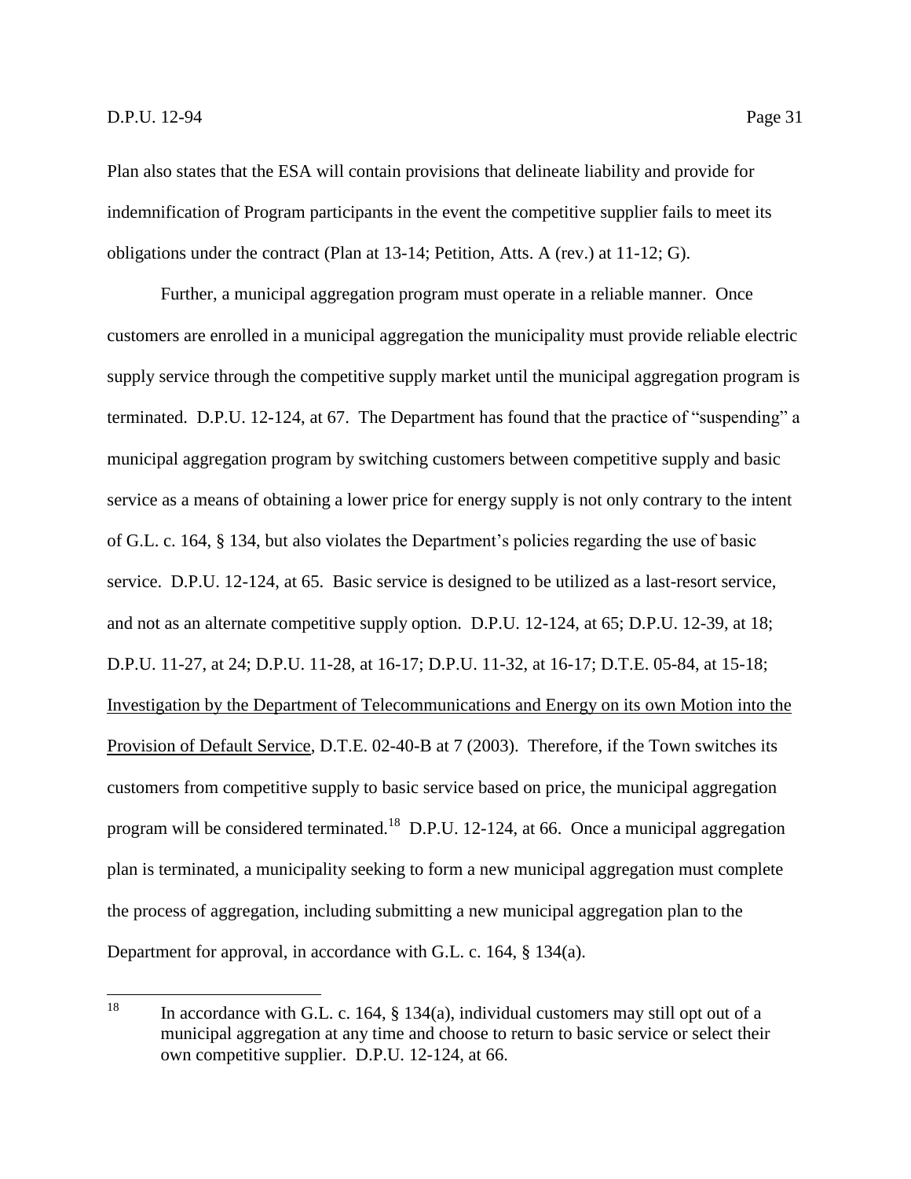Plan also states that the ESA will contain provisions that delineate liability and provide for indemnification of Program participants in the event the competitive supplier fails to meet its obligations under the contract (Plan at 13-14; Petition, Atts. A (rev.) at 11-12; G).

Further, a municipal aggregation program must operate in a reliable manner. Once customers are enrolled in a municipal aggregation the municipality must provide reliable electric supply service through the competitive supply market until the municipal aggregation program is terminated. D.P.U. 12-124, at 67. The Department has found that the practice of "suspending" a municipal aggregation program by switching customers between competitive supply and basic service as a means of obtaining a lower price for energy supply is not only contrary to the intent of G.L. c. 164, § 134, but also violates the Department's policies regarding the use of basic service. D.P.U. 12-124, at 65. Basic service is designed to be utilized as a last-resort service, and not as an alternate competitive supply option. D.P.U. 12-124, at 65; D.P.U. 12-39, at 18; D.P.U. 11-27, at 24; D.P.U. 11-28, at 16-17; D.P.U. 11-32, at 16-17; D.T.E. 05-84, at 15-18; Investigation by the Department of Telecommunications and Energy on its own Motion into the Provision of Default Service, D.T.E. 02-40-B at 7 (2003). Therefore, if the Town switches its customers from competitive supply to basic service based on price, the municipal aggregation program will be considered terminated.[18] D.P.U. 12-124, at 66. Once a municipal aggregation plan is terminated, a municipality seeking to form a new municipal aggregation must complete the process of aggregation, including submitting a new municipal aggregation plan to the Department for approval, in accordance with G.L. c. 164, § 134(a).

[18] In accordance with G.L. c. 164, § 134(a), individual customers may still opt out of a municipal aggregation at any time and choose to return to basic service or select their own competitive supplier. D.P.U. 12-124, at 66.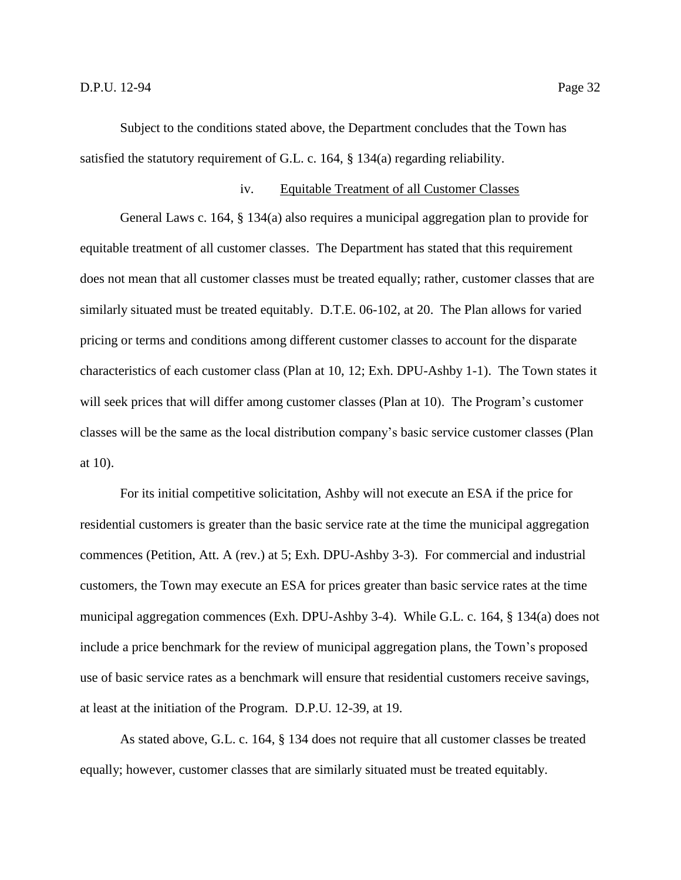Subject to the conditions stated above, the Department concludes that the Town has satisfied the statutory requirement of G.L. c. 164, § 134(a) regarding reliability.

#### iv. Equitable Treatment of all Customer Classes

General Laws c. 164, § 134(a) also requires a municipal aggregation plan to provide for equitable treatment of all customer classes. The Department has stated that this requirement does not mean that all customer classes must be treated equally; rather, customer classes that are similarly situated must be treated equitably. D.T.E. 06-102, at 20. The Plan allows for varied pricing or terms and conditions among different customer classes to account for the disparate characteristics of each customer class (Plan at 10, 12; Exh. DPU-Ashby 1-1). The Town states it will seek prices that will differ among customer classes (Plan at 10). The Program's customer classes will be the same as the local distribution company's basic service customer classes (Plan at 10).

For its initial competitive solicitation, Ashby will not execute an ESA if the price for residential customers is greater than the basic service rate at the time the municipal aggregation commences (Petition, Att. A (rev.) at 5; Exh. DPU-Ashby 3-3). For commercial and industrial customers, the Town may execute an ESA for prices greater than basic service rates at the time municipal aggregation commences (Exh. DPU-Ashby 3-4). While G.L. c. 164, § 134(a) does not include a price benchmark for the review of municipal aggregation plans, the Town's proposed use of basic service rates as a benchmark will ensure that residential customers receive savings, at least at the initiation of the Program. D.P.U. 12-39, at 19.

As stated above, G.L. c. 164, § 134 does not require that all customer classes be treated equally; however, customer classes that are similarly situated must be treated equitably.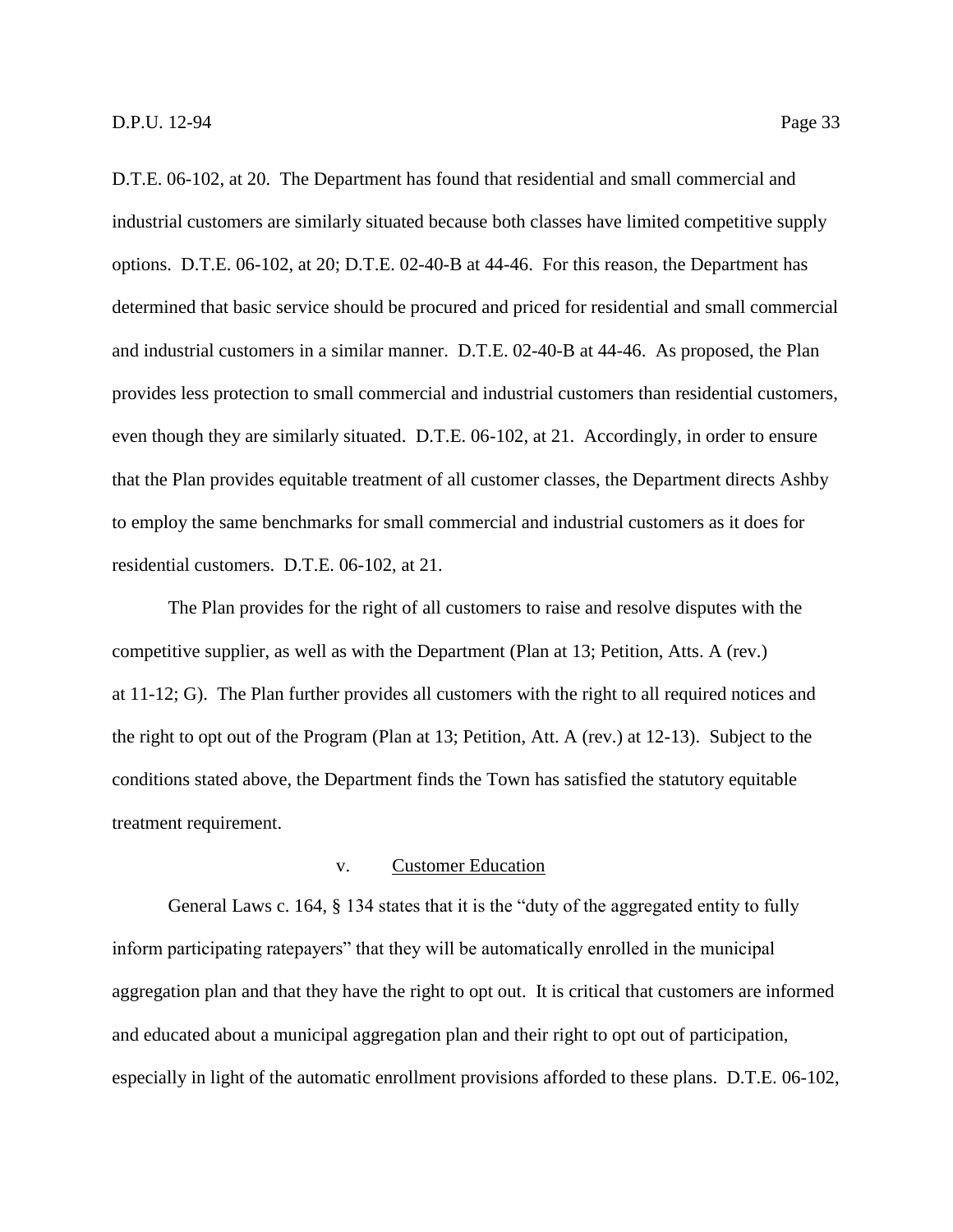D.T.E. 06-102, at 20. The Department has found that residential and small commercial and industrial customers are similarly situated because both classes have limited competitive supply options. D.T.E. 06-102, at 20; D.T.E. 02-40-B at 44-46. For this reason, the Department has determined that basic service should be procured and priced for residential and small commercial and industrial customers in a similar manner. D.T.E. 02-40-B at 44-46. As proposed, the Plan provides less protection to small commercial and industrial customers than residential customers, even though they are similarly situated. D.T.E. 06-102, at 21. Accordingly, in order to ensure that the Plan provides equitable treatment of all customer classes, the Department directs Ashby to employ the same benchmarks for small commercial and industrial customers as it does for residential customers. D.T.E. 06-102, at 21.

The Plan provides for the right of all customers to raise and resolve disputes with the competitive supplier, as well as with the Department (Plan at 13; Petition, Atts. A (rev.) at 11-12; G). The Plan further provides all customers with the right to all required notices and the right to opt out of the Program (Plan at 13; Petition, Att. A (rev.) at 12-13). Subject to the conditions stated above, the Department finds the Town has satisfied the statutory equitable treatment requirement.

#### v. Customer Education

General Laws c. 164, § 134 states that it is the "duty of the aggregated entity to fully inform participating ratepayers" that they will be automatically enrolled in the municipal aggregation plan and that they have the right to opt out. It is critical that customers are informed and educated about a municipal aggregation plan and their right to opt out of participation, especially in light of the automatic enrollment provisions afforded to these plans. D.T.E. 06-102,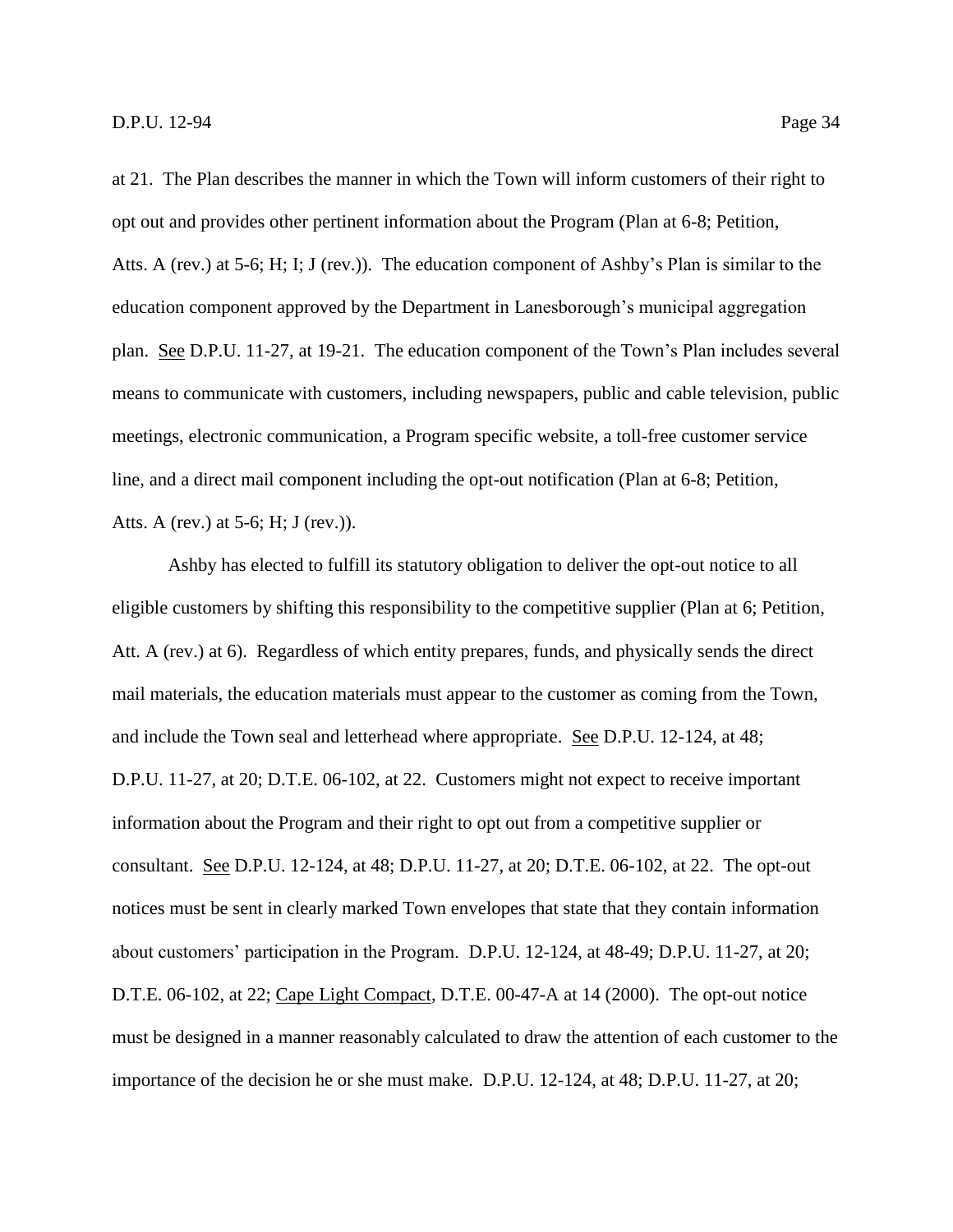at 21. The Plan describes the manner in which the Town will inform customers of their right to opt out and provides other pertinent information about the Program (Plan at 6-8; Petition, Atts. A (rev.) at 5-6; H; I; J (rev.)). The education component of Ashby's Plan is similar to the education component approved by the Department in Lanesborough's municipal aggregation plan. See D.P.U. 11-27, at 19-21. The education component of the Town's Plan includes several means to communicate with customers, including newspapers, public and cable television, public meetings, electronic communication, a Program specific website, a toll-free customer service line, and a direct mail component including the opt-out notification (Plan at 6-8; Petition, Atts. A (rev.) at 5-6; H; J (rev.)).

Ashby has elected to fulfill its statutory obligation to deliver the opt-out notice to all eligible customers by shifting this responsibility to the competitive supplier (Plan at 6; Petition, Att. A (rev.) at 6). Regardless of which entity prepares, funds, and physically sends the direct mail materials, the education materials must appear to the customer as coming from the Town, and include the Town seal and letterhead where appropriate. See D.P.U. 12-124, at 48; D.P.U. 11-27, at 20; D.T.E. 06-102, at 22. Customers might not expect to receive important information about the Program and their right to opt out from a competitive supplier or consultant. See D.P.U. 12-124, at 48; D.P.U. 11-27, at 20; D.T.E. 06-102, at 22. The opt-out notices must be sent in clearly marked Town envelopes that state that they contain information about customers' participation in the Program. D.P.U. 12-124, at 48-49; D.P.U. 11-27, at 20; D.T.E. 06-102, at 22; Cape Light Compact, D.T.E. 00-47-A at 14 (2000). The opt-out notice must be designed in a manner reasonably calculated to draw the attention of each customer to the importance of the decision he or she must make. D.P.U. 12-124, at 48; D.P.U. 11-27, at 20;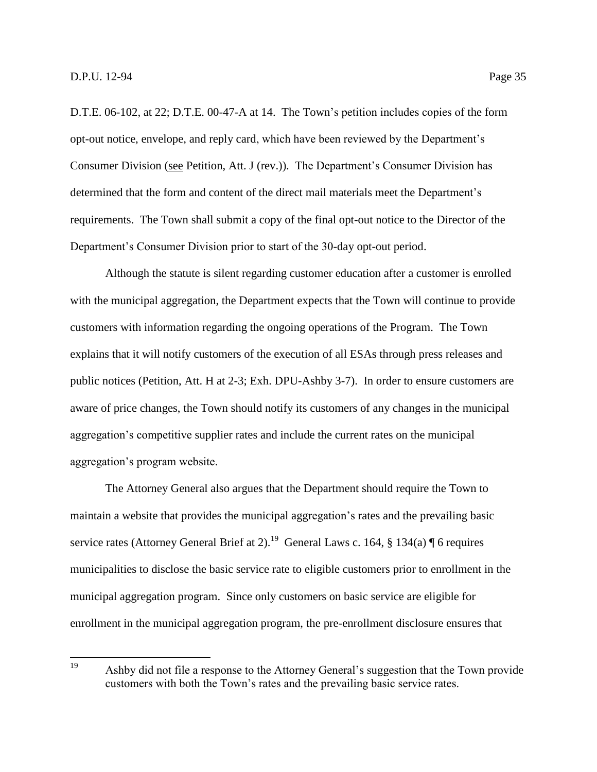D.T.E. 06-102, at 22; D.T.E. 00-47-A at 14. The Town's petition includes copies of the form opt-out notice, envelope, and reply card, which have been reviewed by the Department's Consumer Division (see Petition, Att. J (rev.)). The Department's Consumer Division has determined that the form and content of the direct mail materials meet the Department's requirements. The Town shall submit a copy of the final opt-out notice to the Director of the Department's Consumer Division prior to start of the 30-day opt-out period.

Although the statute is silent regarding customer education after a customer is enrolled with the municipal aggregation, the Department expects that the Town will continue to provide customers with information regarding the ongoing operations of the Program. The Town explains that it will notify customers of the execution of all ESAs through press releases and public notices (Petition, Att. H at 2-3; Exh. DPU-Ashby 3-7). In order to ensure customers are aware of price changes, the Town should notify its customers of any changes in the municipal aggregation's competitive supplier rates and include the current rates on the municipal aggregation's program website.

The Attorney General also argues that the Department should require the Town to maintain a website that provides the municipal aggregation's rates and the prevailing basic service rates (Attorney General Brief at 2).[19] General Laws c. 164, § 134(a) ¶ 6 requires municipalities to disclose the basic service rate to eligible customers prior to enrollment in the municipal aggregation program. Since only customers on basic service are eligible for enrollment in the municipal aggregation program, the pre-enrollment disclosure ensures that

---

[19] Ashby did not file a response to the Attorney General's suggestion that the Town provide customers with both the Town's rates and the prevailing basic service rates.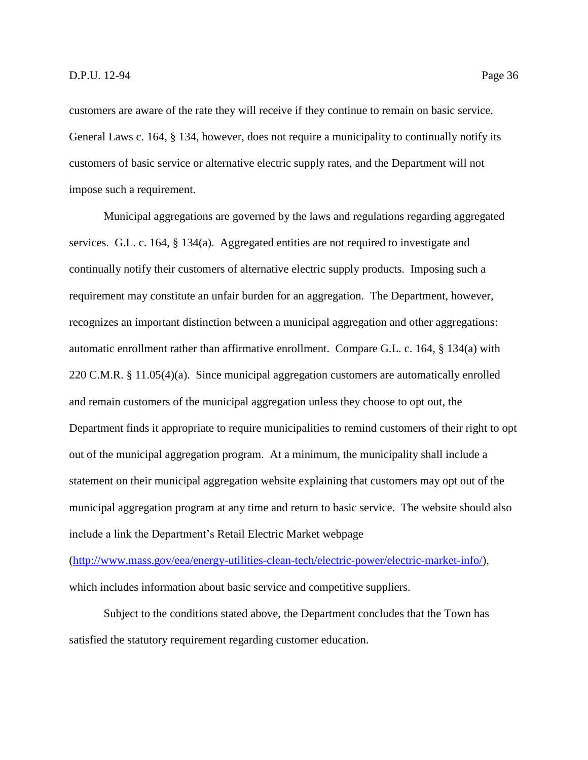customers are aware of the rate they will receive if they continue to remain on basic service. General Laws c. 164, § 134, however, does not require a municipality to continually notify its customers of basic service or alternative electric supply rates, and the Department will not impose such a requirement.

Municipal aggregations are governed by the laws and regulations regarding aggregated services. G.L. c. 164, § 134(a). Aggregated entities are not required to investigate and continually notify their customers of alternative electric supply products. Imposing such a requirement may constitute an unfair burden for an aggregation. The Department, however, recognizes an important distinction between a municipal aggregation and other aggregations: automatic enrollment rather than affirmative enrollment. Compare G.L. c. 164, § 134(a) with 220 C.M.R. § 11.05(4)(a). Since municipal aggregation customers are automatically enrolled and remain customers of the municipal aggregation unless they choose to opt out, the Department finds it appropriate to require municipalities to remind customers of their right to opt out of the municipal aggregation program. At a minimum, the municipality shall include a statement on their municipal aggregation website explaining that customers may opt out of the municipal aggregation program at any time and return to basic service. The website should also include a link the Department's Retail Electric Market webpage ([http://www.mass.gov/eea/energy-utilities-clean-tech/electric-power/electric-market-info/](http://www.mass.gov/eea/energy-utilities-clean-tech/electric-power/electric-market-info/)), which includes information about basic service and competitive suppliers.

Subject to the conditions stated above, the Department concludes that the Town has satisfied the statutory requirement regarding customer education.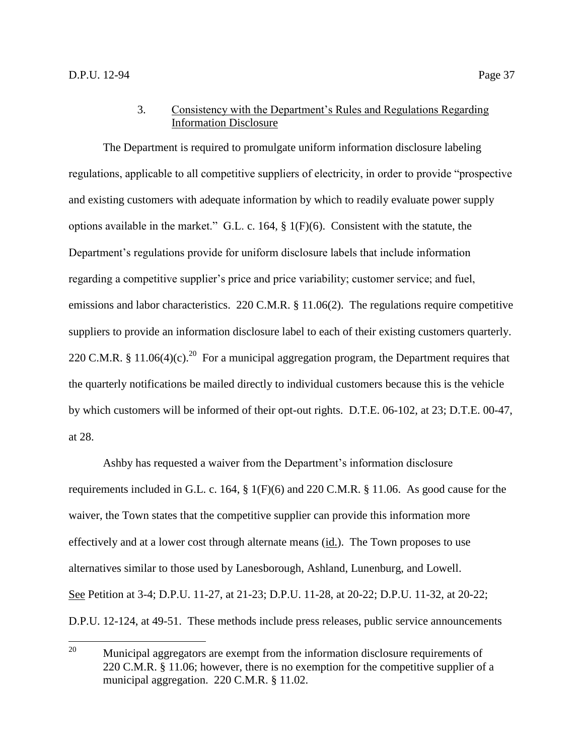### 3. Consistency with the Department's Rules and Regulations Regarding Information Disclosure

The Department is required to promulgate uniform information disclosure labeling regulations, applicable to all competitive suppliers of electricity, in order to provide "prospective and existing customers with adequate information by which to readily evaluate power supply options available in the market." G.L. c. 164, § 1(F)(6). Consistent with the statute, the Department's regulations provide for uniform disclosure labels that include information regarding a competitive supplier's price and price variability; customer service; and fuel, emissions and labor characteristics. 220 C.M.R. § 11.06(2). The regulations require competitive suppliers to provide an information disclosure label to each of their existing customers quarterly. 220 C.M.R. § 11.06(4)(c).[20] For a municipal aggregation program, the Department requires that the quarterly notifications be mailed directly to individual customers because this is the vehicle by which customers will be informed of their opt-out rights. D.T.E. 06-102, at 23; D.T.E. 00-47, at 28.

Ashby has requested a waiver from the Department's information disclosure requirements included in G.L. c. 164, § 1(F)(6) and 220 C.M.R. § 11.06. As good cause for the waiver, the Town states that the competitive supplier can provide this information more effectively and at a lower cost through alternate means (id.). The Town proposes to use alternatives similar to those used by Lanesborough, Ashland, Lunenburg, and Lowell. See Petition at 3-4; D.P.U. 11-27, at 21-23; D.P.U. 11-28, at 20-22; D.P.U. 11-32, at 20-22; D.P.U. 12-124, at 49-51. These methods include press releases, public service announcements

[20] Municipal aggregators are exempt from the information disclosure requirements of 220 C.M.R. § 11.06; however, there is no exemption for the competitive supplier of a municipal aggregation. 220 C.M.R. § 11.02.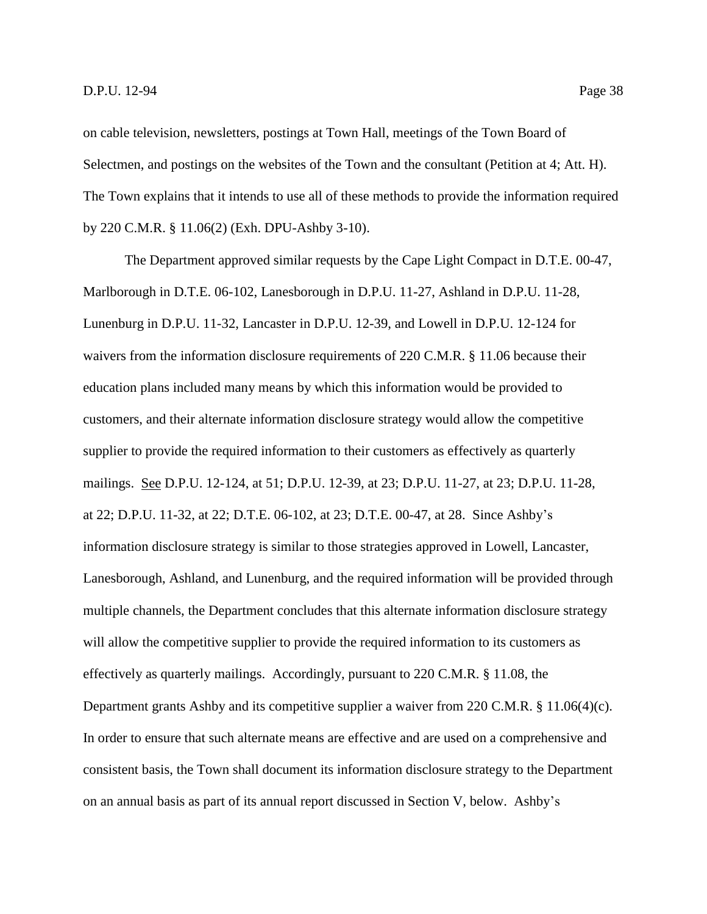on cable television, newsletters, postings at Town Hall, meetings of the Town Board of Selectmen, and postings on the websites of the Town and the consultant (Petition at 4; Att. H). The Town explains that it intends to use all of these methods to provide the information required by 220 C.M.R. § 11.06(2) (Exh. DPU-Ashby 3-10).

The Department approved similar requests by the Cape Light Compact in D.T.E. 00-47, Marlborough in D.T.E. 06-102, Lanesborough in D.P.U. 11-27, Ashland in D.P.U. 11-28, Lunenburg in D.P.U. 11-32, Lancaster in D.P.U. 12-39, and Lowell in D.P.U. 12-124 for waivers from the information disclosure requirements of 220 C.M.R. § 11.06 because their education plans included many means by which this information would be provided to customers, and their alternate information disclosure strategy would allow the competitive supplier to provide the required information to their customers as effectively as quarterly mailings. See D.P.U. 12-124, at 51; D.P.U. 12-39, at 23; D.P.U. 11-27, at 23; D.P.U. 11-28, at 22; D.P.U. 11-32, at 22; D.T.E. 06-102, at 23; D.T.E. 00-47, at 28. Since Ashby's information disclosure strategy is similar to those strategies approved in Lowell, Lancaster, Lanesborough, Ashland, and Lunenburg, and the required information will be provided through multiple channels, the Department concludes that this alternate information disclosure strategy will allow the competitive supplier to provide the required information to its customers as effectively as quarterly mailings. Accordingly, pursuant to 220 C.M.R. § 11.08, the Department grants Ashby and its competitive supplier a waiver from 220 C.M.R. § 11.06(4)(c). In order to ensure that such alternate means are effective and are used on a comprehensive and consistent basis, the Town shall document its information disclosure strategy to the Department on an annual basis as part of its annual report discussed in Section V, below. Ashby's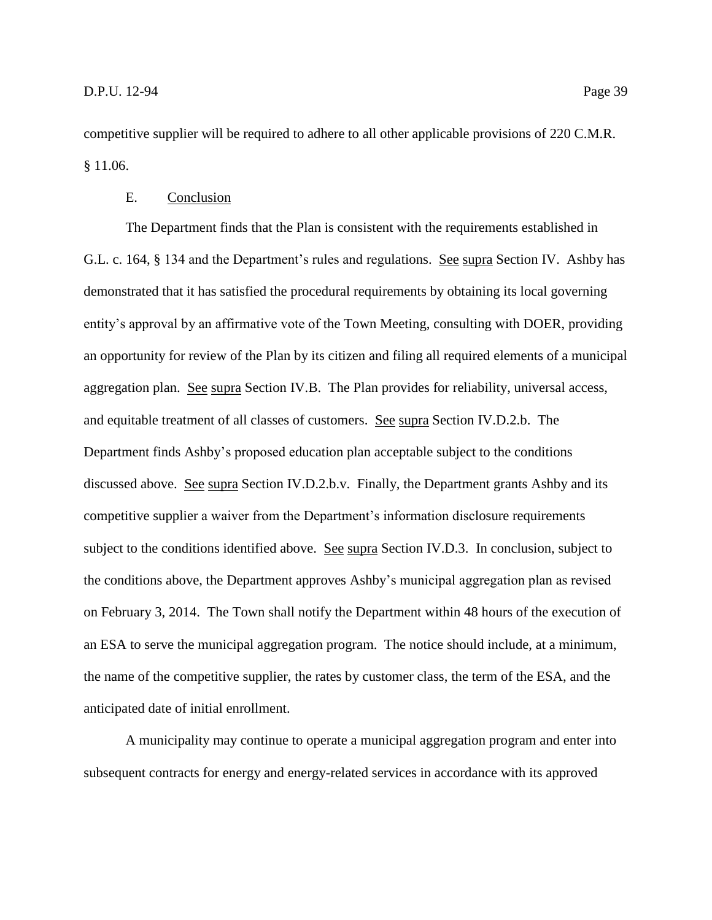competitive supplier will be required to adhere to all other applicable provisions of 220 C.M.R. § 11.06.

### E. Conclusion

The Department finds that the Plan is consistent with the requirements established in G.L. c. 164, § 134 and the Department's rules and regulations. See supra Section IV. Ashby has demonstrated that it has satisfied the procedural requirements by obtaining its local governing entity's approval by an affirmative vote of the Town Meeting, consulting with DOER, providing an opportunity for review of the Plan by its citizen and filing all required elements of a municipal aggregation plan. See supra Section IV.B. The Plan provides for reliability, universal access, and equitable treatment of all classes of customers. See supra Section IV.D.2.b. The Department finds Ashby's proposed education plan acceptable subject to the conditions discussed above. See supra Section IV.D.2.b.v. Finally, the Department grants Ashby and its competitive supplier a waiver from the Department's information disclosure requirements subject to the conditions identified above. See supra Section IV.D.3. In conclusion, subject to the conditions above, the Department approves Ashby's municipal aggregation plan as revised on February 3, 2014. The Town shall notify the Department within 48 hours of the execution of an ESA to serve the municipal aggregation program. The notice should include, at a minimum, the name of the competitive supplier, the rates by customer class, the term of the ESA, and the anticipated date of initial enrollment.

A municipality may continue to operate a municipal aggregation program and enter into subsequent contracts for energy and energy-related services in accordance with its approved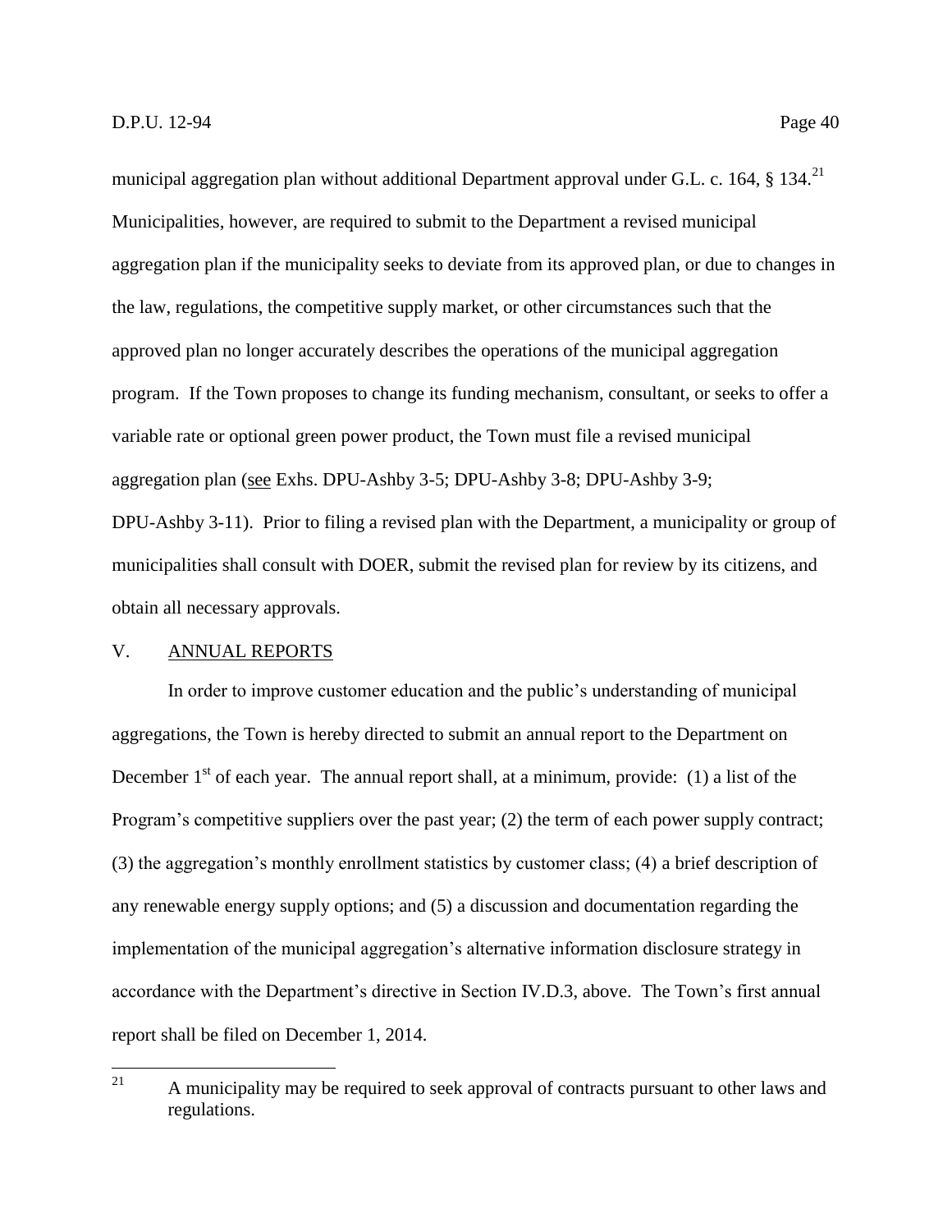municipal aggregation plan without additional Department approval under G.L. c. 164, § 134.[21] Municipalities, however, are required to submit to the Department a revised municipal aggregation plan if the municipality seeks to deviate from its approved plan, or due to changes in the law, regulations, the competitive supply market, or other circumstances such that the approved plan no longer accurately describes the operations of the municipal aggregation program. If the Town proposes to change its funding mechanism, consultant, or seeks to offer a variable rate or optional green power product, the Town must file a revised municipal aggregation plan (see Exhs. DPU-Ashby 3-5; DPU-Ashby 3-8; DPU-Ashby 3-9; DPU-Ashby 3-11). Prior to filing a revised plan with the Department, a municipality or group of municipalities shall consult with DOER, submit the revised plan for review by its citizens, and obtain all necessary approvals.

## V. ANNUAL REPORTS

In order to improve customer education and the public's understanding of municipal aggregations, the Town is hereby directed to submit an annual report to the Department on December 1st of each year. The annual report shall, at a minimum, provide: (1) a list of the Program's competitive suppliers over the past year; (2) the term of each power supply contract; (3) the aggregation's monthly enrollment statistics by customer class; (4) a brief description of any renewable energy supply options; and (5) a discussion and documentation regarding the implementation of the municipal aggregation's alternative information disclosure strategy in accordance with the Department's directive in Section IV.D.3, above. The Town's first annual report shall be filed on December 1, 2014.

---

[21] A municipality may be required to seek approval of contracts pursuant to other laws and regulations.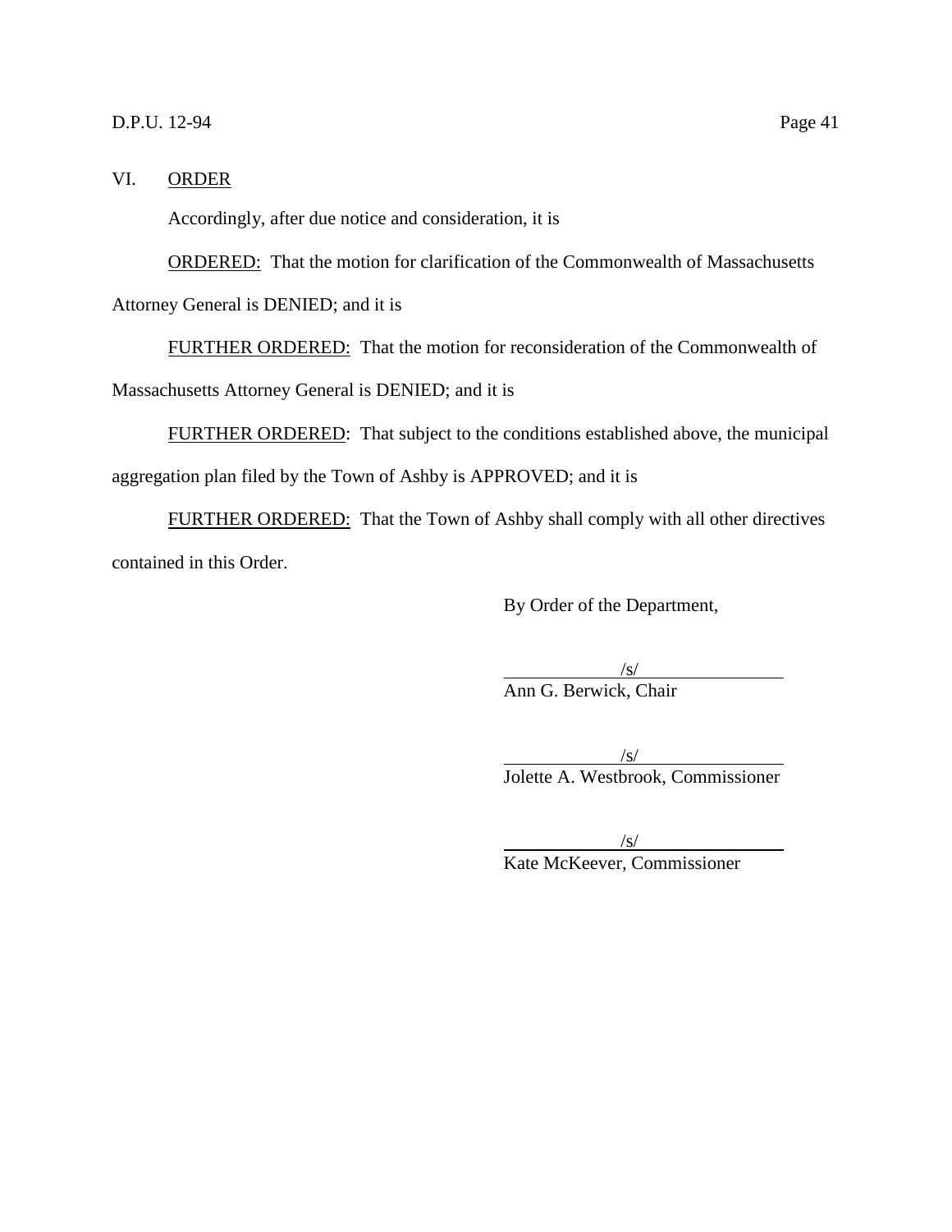## VI. ORDER

Accordingly, after due notice and consideration, it is

ORDERED: That the motion for clarification of the Commonwealth of Massachusetts Attorney General is DENIED; and it is

FURTHER ORDERED: That the motion for reconsideration of the Commonwealth of Massachusetts Attorney General is DENIED; and it is

FURTHER ORDERED: That subject to the conditions established above, the municipal aggregation plan filed by the Town of Ashby is APPROVED; and it is

FURTHER ORDERED: That the Town of Ashby shall comply with all other directives contained in this Order.

By Order of the Department,

/s/
Ann G. Berwick, Chair

/s/
Jolette A. Westbrook, Commissioner

/s/
Kate McKeever, Commissioner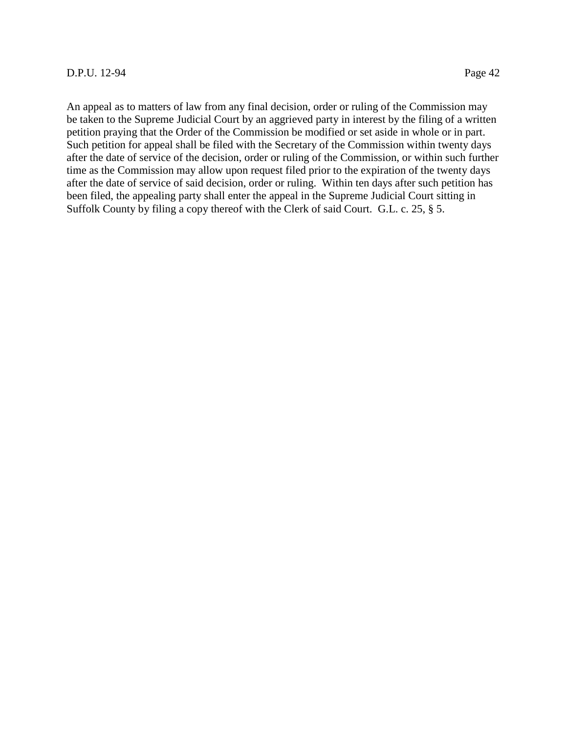An appeal as to matters of law from any final decision, order or ruling of the Commission may be taken to the Supreme Judicial Court by an aggrieved party in interest by the filing of a written petition praying that the Order of the Commission be modified or set aside in whole or in part. Such petition for appeal shall be filed with the Secretary of the Commission within twenty days after the date of service of the decision, order or ruling of the Commission, or within such further time as the Commission may allow upon request filed prior to the expiration of the twenty days after the date of service of said decision, order or ruling. Within ten days after such petition has been filed, the appealing party shall enter the appeal in the Supreme Judicial Court sitting in Suffolk County by filing a copy thereof with the Clerk of said Court. G.L. c. 25, § 5.